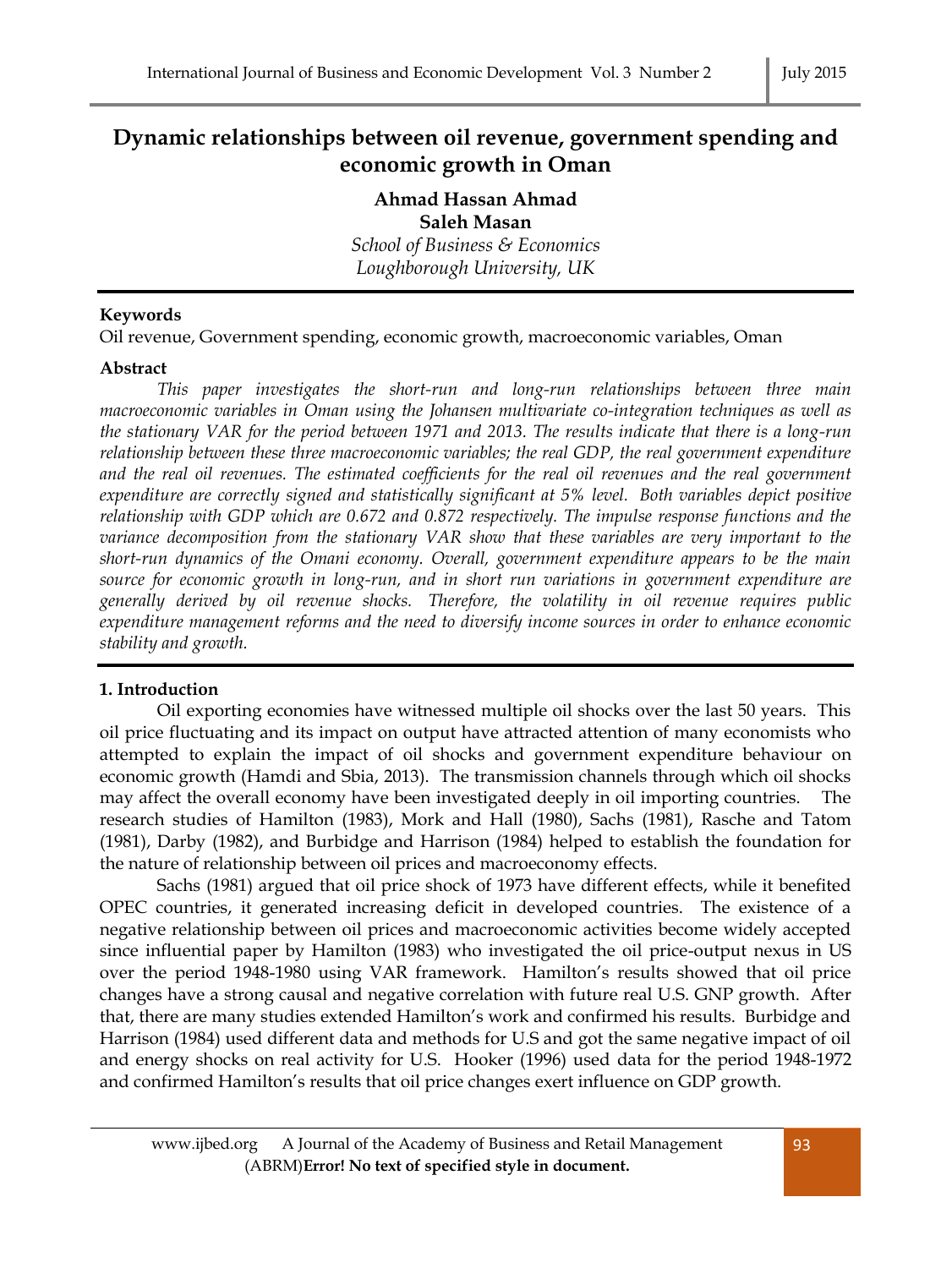# Dynamic relationships between oil revenue, government spending and economic growth in Oman

**Ahmad Hassan Ahmad**
**Saleh Masan**
*School of Business & Economics*
*Loughborough University, UK*

**Keywords**

Oil revenue, Government spending, economic growth, macroeconomic variables, Oman

**Abstract**

*This paper investigates the short-run and long-run relationships between three main macroeconomic variables in Oman using the Johansen multivariate co-integration techniques as well as the stationary VAR for the period between 1971 and 2013. The results indicate that there is a long-run relationship between these three macroeconomic variables; the real GDP, the real government expenditure and the real oil revenues. The estimated coefficients for the real oil revenues and the real government expenditure are correctly signed and statistically significant at 5% level. Both variables depict positive relationship with GDP which are 0.672 and 0.872 respectively. The impulse response functions and the variance decomposition from the stationary VAR show that these variables are very important to the short-run dynamics of the Omani economy. Overall, government expenditure appears to be the main source for economic growth in long-run, and in short run variations in government expenditure are generally derived by oil revenue shocks. Therefore, the volatility in oil revenue requires public expenditure management reforms and the need to diversify income sources in order to enhance economic stability and growth.*

## 1. Introduction

Oil exporting economies have witnessed multiple oil shocks over the last 50 years. This oil price fluctuating and its impact on output have attracted attention of many economists who attempted to explain the impact of oil shocks and government expenditure behaviour on economic growth (Hamdi and Sbia, 2013). The transmission channels through which oil shocks may affect the overall economy have been investigated deeply in oil importing countries. The research studies of Hamilton (1983), Mork and Hall (1980), Sachs (1981), Rasche and Tatom (1981), Darby (1982), and Burbidge and Harrison (1984) helped to establish the foundation for the nature of relationship between oil prices and macroeconomy effects.

Sachs (1981) argued that oil price shock of 1973 have different effects, while it benefited OPEC countries, it generated increasing deficit in developed countries. The existence of a negative relationship between oil prices and macroeconomic activities become widely accepted since influential paper by Hamilton (1983) who investigated the oil price-output nexus in US over the period 1948-1980 using VAR framework. Hamilton's results showed that oil price changes have a strong causal and negative correlation with future real U.S. GNP growth. After that, there are many studies extended Hamilton's work and confirmed his results. Burbidge and Harrison (1984) used different data and methods for U.S and got the same negative impact of oil and energy shocks on real activity for U.S. Hooker (1996) used data for the period 1948-1972 and confirmed Hamilton's results that oil price changes exert influence on GDP growth.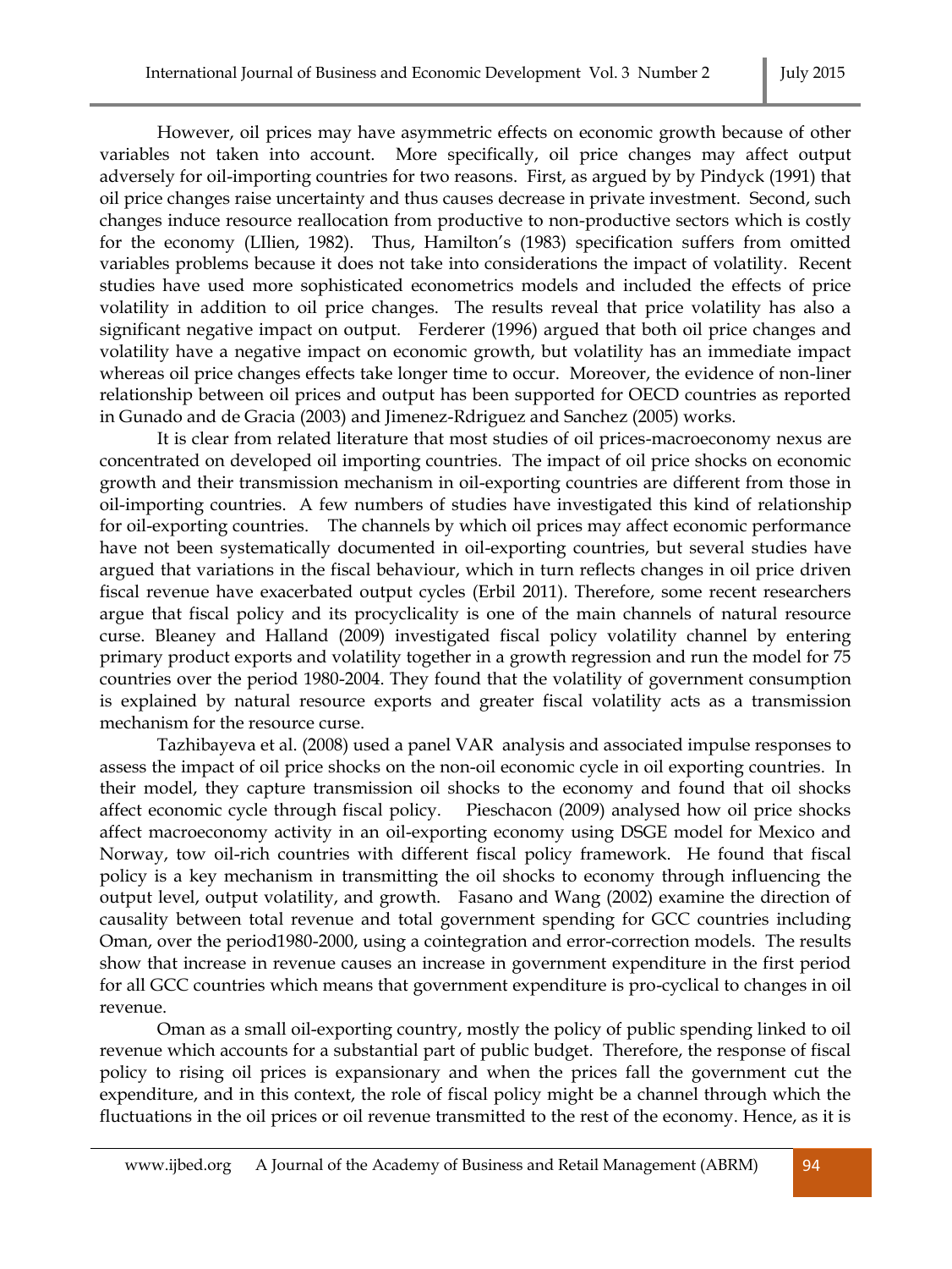However, oil prices may have asymmetric effects on economic growth because of other variables not taken into account. More specifically, oil price changes may affect output adversely for oil-importing countries for two reasons. First, as argued by by Pindyck (1991) that oil price changes raise uncertainty and thus causes decrease in private investment. Second, such changes induce resource reallocation from productive to non-productive sectors which is costly for the economy (LIlien, 1982). Thus, Hamilton's (1983) specification suffers from omitted variables problems because it does not take into considerations the impact of volatility. Recent studies have used more sophisticated econometrics models and included the effects of price volatility in addition to oil price changes. The results reveal that price volatility has also a significant negative impact on output. Ferderer (1996) argued that both oil price changes and volatility have a negative impact on economic growth, but volatility has an immediate impact whereas oil price changes effects take longer time to occur. Moreover, the evidence of non-liner relationship between oil prices and output has been supported for OECD countries as reported in Gunado and de Gracia (2003) and Jimenez-Rdriguez and Sanchez (2005) works.

It is clear from related literature that most studies of oil prices-macroeconomy nexus are concentrated on developed oil importing countries. The impact of oil price shocks on economic growth and their transmission mechanism in oil-exporting countries are different from those in oil-importing countries. A few numbers of studies have investigated this kind of relationship for oil-exporting countries. The channels by which oil prices may affect economic performance have not been systematically documented in oil-exporting countries, but several studies have argued that variations in the fiscal behaviour, which in turn reflects changes in oil price driven fiscal revenue have exacerbated output cycles (Erbil 2011). Therefore, some recent researchers argue that fiscal policy and its procyclicality is one of the main channels of natural resource curse. Bleaney and Halland (2009) investigated fiscal policy volatility channel by entering primary product exports and volatility together in a growth regression and run the model for 75 countries over the period 1980-2004. They found that the volatility of government consumption is explained by natural resource exports and greater fiscal volatility acts as a transmission mechanism for the resource curse.

Tazhibayeva et al. (2008) used a panel VAR analysis and associated impulse responses to assess the impact of oil price shocks on the non-oil economic cycle in oil exporting countries. In their model, they capture transmission oil shocks to the economy and found that oil shocks affect economic cycle through fiscal policy. Pieschacon (2009) analysed how oil price shocks affect macroeconomy activity in an oil-exporting economy using DSGE model for Mexico and Norway, tow oil-rich countries with different fiscal policy framework. He found that fiscal policy is a key mechanism in transmitting the oil shocks to economy through influencing the output level, output volatility, and growth. Fasano and Wang (2002) examine the direction of causality between total revenue and total government spending for GCC countries including Oman, over the period1980-2000, using a cointegration and error-correction models. The results show that increase in revenue causes an increase in government expenditure in the first period for all GCC countries which means that government expenditure is pro-cyclical to changes in oil revenue.

Oman as a small oil-exporting country, mostly the policy of public spending linked to oil revenue which accounts for a substantial part of public budget. Therefore, the response of fiscal policy to rising oil prices is expansionary and when the prices fall the government cut the expenditure, and in this context, the role of fiscal policy might be a channel through which the fluctuations in the oil prices or oil revenue transmitted to the rest of the economy. Hence, as it is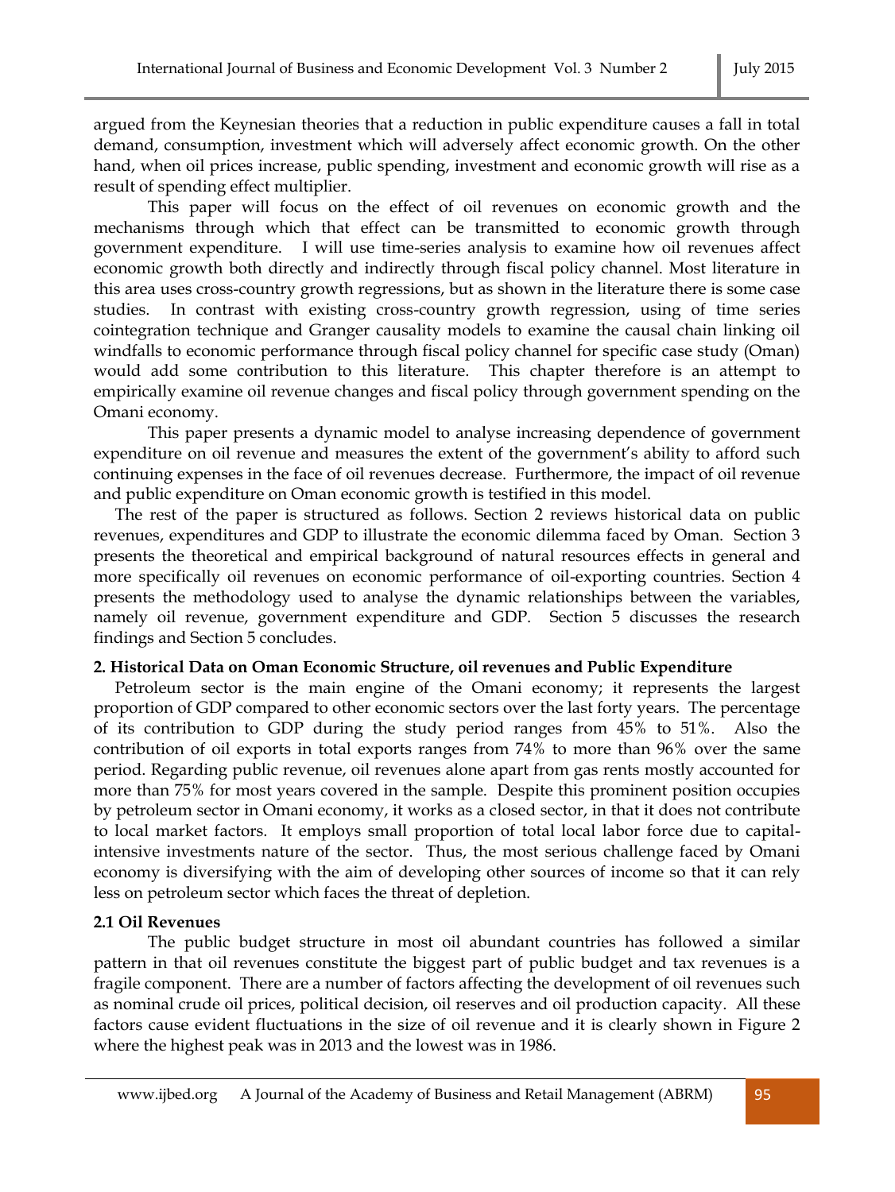argued from the Keynesian theories that a reduction in public expenditure causes a fall in total demand, consumption, investment which will adversely affect economic growth. On the other hand, when oil prices increase, public spending, investment and economic growth will rise as a result of spending effect multiplier.

This paper will focus on the effect of oil revenues on economic growth and the mechanisms through which that effect can be transmitted to economic growth through government expenditure. I will use time-series analysis to examine how oil revenues affect economic growth both directly and indirectly through fiscal policy channel. Most literature in this area uses cross-country growth regressions, but as shown in the literature there is some case studies. In contrast with existing cross-country growth regression, using of time series cointegration technique and Granger causality models to examine the causal chain linking oil windfalls to economic performance through fiscal policy channel for specific case study (Oman) would add some contribution to this literature. This chapter therefore is an attempt to empirically examine oil revenue changes and fiscal policy through government spending on the Omani economy.

This paper presents a dynamic model to analyse increasing dependence of government expenditure on oil revenue and measures the extent of the government's ability to afford such continuing expenses in the face of oil revenues decrease. Furthermore, the impact of oil revenue and public expenditure on Oman economic growth is testified in this model.

The rest of the paper is structured as follows. Section 2 reviews historical data on public revenues, expenditures and GDP to illustrate the economic dilemma faced by Oman. Section 3 presents the theoretical and empirical background of natural resources effects in general and more specifically oil revenues on economic performance of oil-exporting countries. Section 4 presents the methodology used to analyse the dynamic relationships between the variables, namely oil revenue, government expenditure and GDP. Section 5 discusses the research findings and Section 5 concludes.

## 2. Historical Data on Oman Economic Structure, oil revenues and Public Expenditure

Petroleum sector is the main engine of the Omani economy; it represents the largest proportion of GDP compared to other economic sectors over the last forty years. The percentage of its contribution to GDP during the study period ranges from 45% to 51%. Also the contribution of oil exports in total exports ranges from 74% to more than 96% over the same period. Regarding public revenue, oil revenues alone apart from gas rents mostly accounted for more than 75% for most years covered in the sample. Despite this prominent position occupies by petroleum sector in Omani economy, it works as a closed sector, in that it does not contribute to local market factors. It employs small proportion of total local labor force due to capital-intensive investments nature of the sector. Thus, the most serious challenge faced by Omani economy is diversifying with the aim of developing other sources of income so that it can rely less on petroleum sector which faces the threat of depletion.

### 2.1 Oil Revenues

The public budget structure in most oil abundant countries has followed a similar pattern in that oil revenues constitute the biggest part of public budget and tax revenues is a fragile component. There are a number of factors affecting the development of oil revenues such as nominal crude oil prices, political decision, oil reserves and oil production capacity. All these factors cause evident fluctuations in the size of oil revenue and it is clearly shown in Figure 2 where the highest peak was in 2013 and the lowest was in 1986.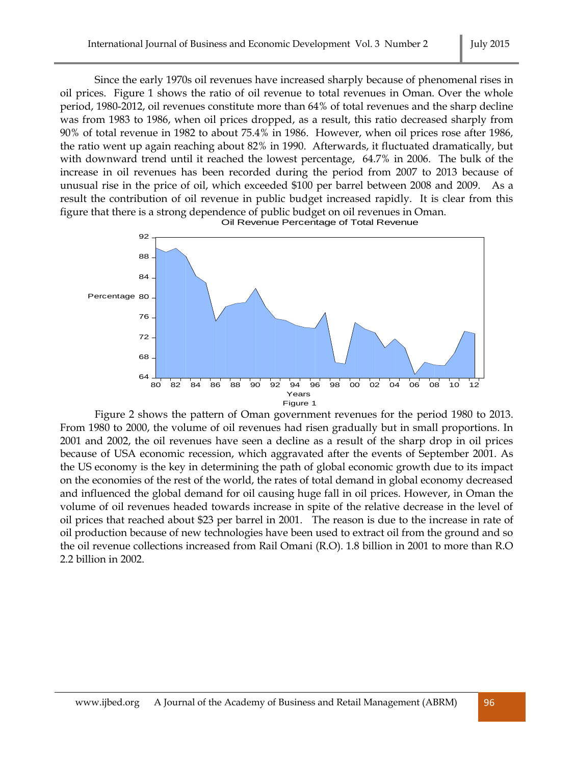Since the early 1970s oil revenues have increased sharply because of phenomenal rises in oil prices. Figure 1 shows the ratio of oil revenue to total revenues in Oman. Over the whole period, 1980-2012, oil revenues constitute more than 64% of total revenues and the sharp decline was from 1983 to 1986, when oil prices dropped, as a result, this ratio decreased sharply from 90% of total revenue in 1982 to about 75.4% in 1986. However, when oil prices rose after 1986, the ratio went up again reaching about 82% in 1990. Afterwards, it fluctuated dramatically, but with downward trend until it reached the lowest percentage, 64.7% in 2006. The bulk of the increase in oil revenues has been recorded during the period from 2007 to 2013 because of unusual rise in the price of oil, which exceeded $100 per barrel between 2008 and 2009. As a result the contribution of oil revenue in public budget increased rapidly. It is clear from this figure that there is a strong dependence of public budget on oil revenues in Oman.

Figure 1

Figure 2 shows the pattern of Oman government revenues for the period 1980 to 2013. From 1980 to 2000, the volume of oil revenues had risen gradually but in small proportions. In 2001 and 2002, the oil revenues have seen a decline as a result of the sharp drop in oil prices because of USA economic recession, which aggravated after the events of September 2001. As the US economy is the key in determining the path of global economic growth due to its impact on the economies of the rest of the world, the rates of total demand in global economy decreased and influenced the global demand for oil causing huge fall in oil prices. However, in Oman the volume of oil revenues headed towards increase in spite of the relative decrease in the level of oil prices that reached about $23 per barrel in 2001. The reason is due to the increase in rate of oil production because of new technologies have been used to extract oil from the ground and so the oil revenue collections increased from Rail Omani (R.O). 1.8 billion in 2001 to more than R.O 2.2 billion in 2002.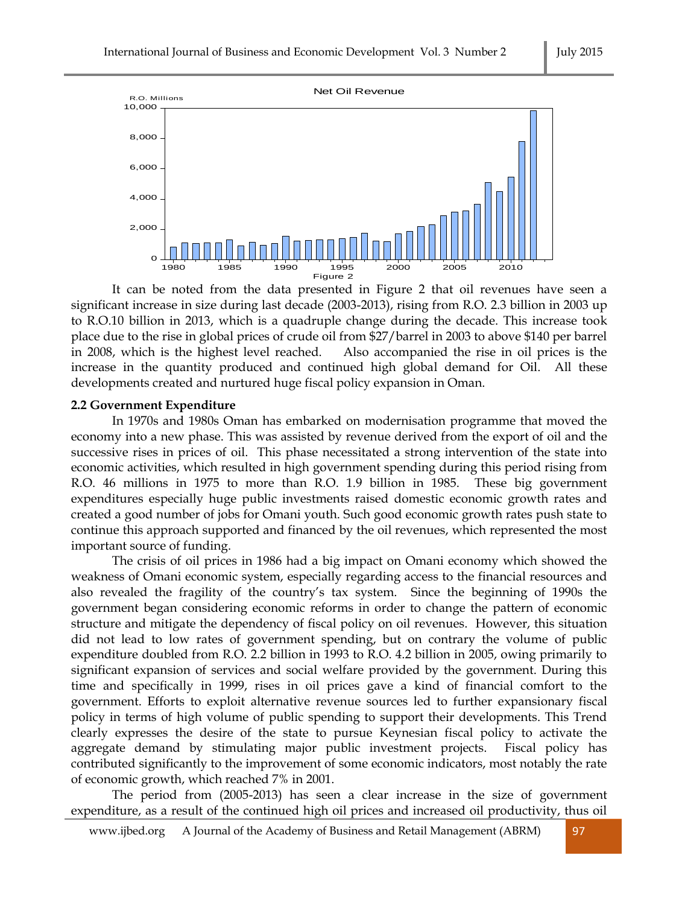Net Oil Revenue

Figure 2

It can be noted from the data presented in Figure 2 that oil revenues have seen a significant increase in size during last decade (2003-2013), rising from R.O. 2.3 billion in 2003 up to R.O.10 billion in 2013, which is a quadruple change during the decade. This increase took place due to the rise in global prices of crude oil from $27/barrel in 2003 to above $140 per barrel in 2008, which is the highest level reached. Also accompanied the rise in oil prices is the increase in the quantity produced and continued high global demand for Oil. All these developments created and nurtured huge fiscal policy expansion in Oman.

**2.2 Government Expenditure**

In 1970s and 1980s Oman has embarked on modernisation programme that moved the economy into a new phase. This was assisted by revenue derived from the export of oil and the successive rises in prices of oil. This phase necessitated a strong intervention of the state into economic activities, which resulted in high government spending during this period rising from R.O. 46 millions in 1975 to more than R.O. 1.9 billion in 1985. These big government expenditures especially huge public investments raised domestic economic growth rates and created a good number of jobs for Omani youth. Such good economic growth rates push state to continue this approach supported and financed by the oil revenues, which represented the most important source of funding.

The crisis of oil prices in 1986 had a big impact on Omani economy which showed the weakness of Omani economic system, especially regarding access to the financial resources and also revealed the fragility of the country's tax system. Since the beginning of 1990s the government began considering economic reforms in order to change the pattern of economic structure and mitigate the dependency of fiscal policy on oil revenues. However, this situation did not lead to low rates of government spending, but on contrary the volume of public expenditure doubled from R.O. 2.2 billion in 1993 to R.O. 4.2 billion in 2005, owing primarily to significant expansion of services and social welfare provided by the government. During this time and specifically in 1999, rises in oil prices gave a kind of financial comfort to the government. Efforts to exploit alternative revenue sources led to further expansionary fiscal policy in terms of high volume of public spending to support their developments. This Trend clearly expresses the desire of the state to pursue Keynesian fiscal policy to activate the aggregate demand by stimulating major public investment projects. Fiscal policy has contributed significantly to the improvement of some economic indicators, most notably the rate of economic growth, which reached 7% in 2001.

The period from (2005-2013) has seen a clear increase in the size of government expenditure, as a result of the continued high oil prices and increased oil productivity, thus oil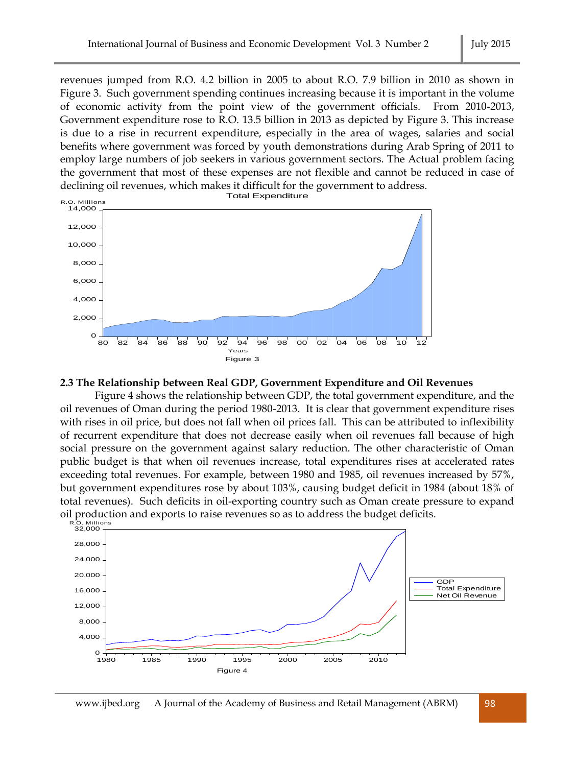revenues jumped from R.O. 4.2 billion in 2005 to about R.O. 7.9 billion in 2010 as shown in Figure 3. Such government spending continues increasing because it is important in the volume of economic activity from the point view of the government officials. From 2010-2013, Government expenditure rose to R.O. 13.5 billion in 2013 as depicted by Figure 3. This increase is due to a rise in recurrent expenditure, especially in the area of wages, salaries and social benefits where government was forced by youth demonstrations during Arab Spring of 2011 to employ large numbers of job seekers in various government sectors. The Actual problem facing the government that most of these expenses are not flexible and cannot be reduced in case of declining oil revenues, which makes it difficult for the government to address.

Figure 3

### 2.3 The Relationship between Real GDP, Government Expenditure and Oil Revenues

Figure 4 shows the relationship between GDP, the total government expenditure, and the oil revenues of Oman during the period 1980-2013. It is clear that government expenditure rises with rises in oil price, but does not fall when oil prices fall. This can be attributed to inflexibility of recurrent expenditure that does not decrease easily when oil revenues fall because of high social pressure on the government against salary reduction. The other characteristic of Oman public budget is that when oil revenues increase, total expenditures rises at accelerated rates exceeding total revenues. For example, between 1980 and 1985, oil revenues increased by 57%, but government expenditures rose by about 103%, causing budget deficit in 1984 (about 18% of total revenues). Such deficits in oil-exporting country such as Oman create pressure to expand oil production and exports to raise revenues so as to address the budget deficits.

Figure 4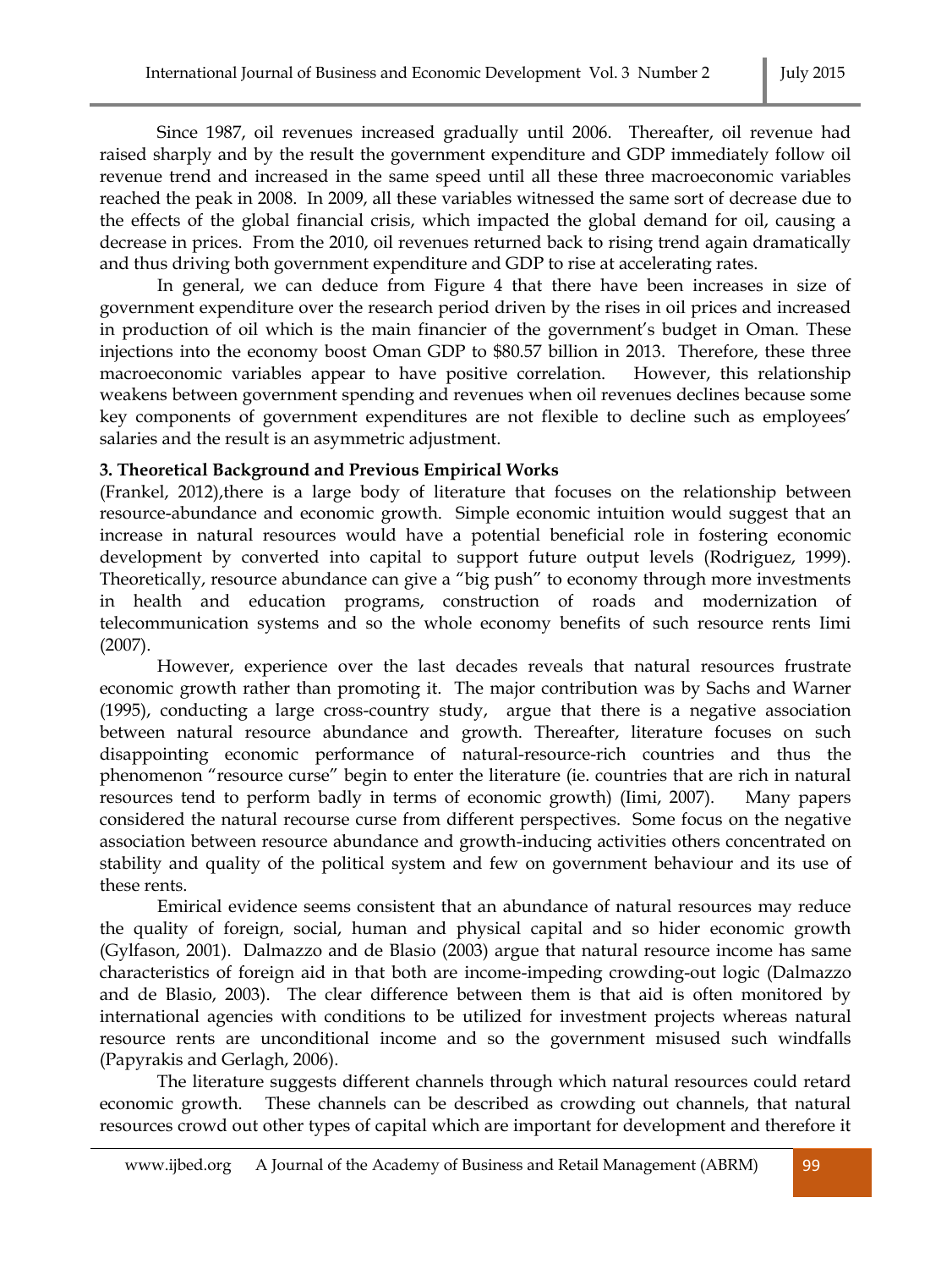Since 1987, oil revenues increased gradually until 2006. Thereafter, oil revenue had raised sharply and by the result the government expenditure and GDP immediately follow oil revenue trend and increased in the same speed until all these three macroeconomic variables reached the peak in 2008. In 2009, all these variables witnessed the same sort of decrease due to the effects of the global financial crisis, which impacted the global demand for oil, causing a decrease in prices. From the 2010, oil revenues returned back to rising trend again dramatically and thus driving both government expenditure and GDP to rise at accelerating rates.

In general, we can deduce from Figure 4 that there have been increases in size of government expenditure over the research period driven by the rises in oil prices and increased in production of oil which is the main financier of the government's budget in Oman. These injections into the economy boost Oman GDP to $80.57 billion in 2013. Therefore, these three macroeconomic variables appear to have positive correlation. However, this relationship weakens between government spending and revenues when oil revenues declines because some key components of government expenditures are not flexible to decline such as employees' salaries and the result is an asymmetric adjustment.

**3. Theoretical Background and Previous Empirical Works**

(Frankel, 2012),there is a large body of literature that focuses on the relationship between resource-abundance and economic growth. Simple economic intuition would suggest that an increase in natural resources would have a potential beneficial role in fostering economic development by converted into capital to support future output levels (Rodriguez, 1999). Theoretically, resource abundance can give a "big push" to economy through more investments in health and education programs, construction of roads and modernization of telecommunication systems and so the whole economy benefits of such resource rents Iimi (2007).

However, experience over the last decades reveals that natural resources frustrate economic growth rather than promoting it. The major contribution was by Sachs and Warner (1995), conducting a large cross-country study, argue that there is a negative association between natural resource abundance and growth. Thereafter, literature focuses on such disappointing economic performance of natural-resource-rich countries and thus the phenomenon "resource curse" begin to enter the literature (ie. countries that are rich in natural resources tend to perform badly in terms of economic growth) (Iimi, 2007). Many papers considered the natural recourse curse from different perspectives. Some focus on the negative association between resource abundance and growth-inducing activities others concentrated on stability and quality of the political system and few on government behaviour and its use of these rents.

Emirical evidence seems consistent that an abundance of natural resources may reduce the quality of foreign, social, human and physical capital and so hider economic growth (Gylfason, 2001). Dalmazzo and de Blasio (2003) argue that natural resource income has same characteristics of foreign aid in that both are income-impeding crowding-out logic (Dalmazzo and de Blasio, 2003). The clear difference between them is that aid is often monitored by international agencies with conditions to be utilized for investment projects whereas natural resource rents are unconditional income and so the government misused such windfalls (Papyrakis and Gerlagh, 2006).

The literature suggests different channels through which natural resources could retard economic growth. These channels can be described as crowding out channels, that natural resources crowd out other types of capital which are important for development and therefore it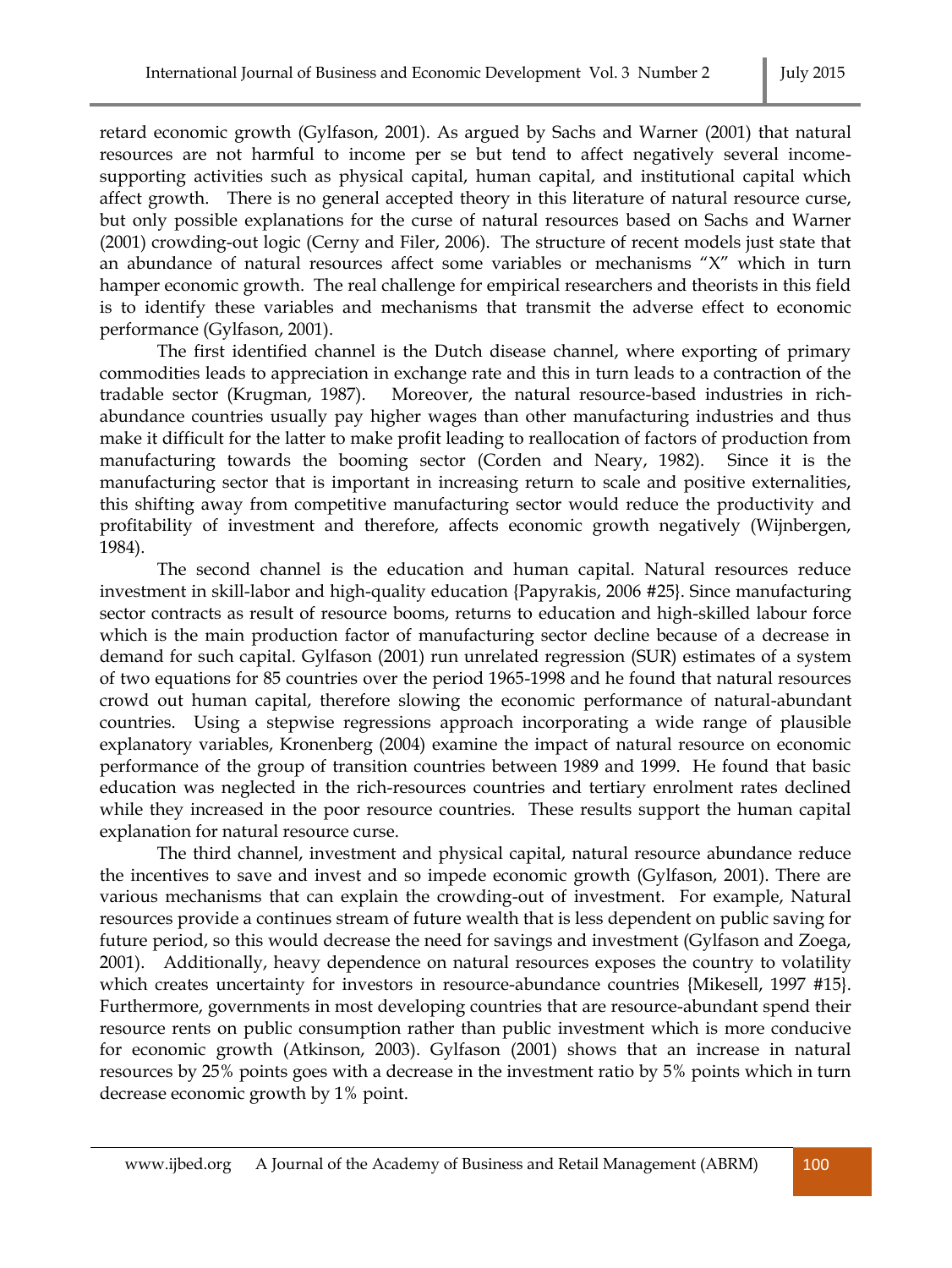retard economic growth (Gylfason, 2001). As argued by Sachs and Warner (2001) that natural resources are not harmful to income per se but tend to affect negatively several income-supporting activities such as physical capital, human capital, and institutional capital which affect growth. There is no general accepted theory in this literature of natural resource curse, but only possible explanations for the curse of natural resources based on Sachs and Warner (2001) crowding-out logic (Cerny and Filer, 2006). The structure of recent models just state that an abundance of natural resources affect some variables or mechanisms "X" which in turn hamper economic growth. The real challenge for empirical researchers and theorists in this field is to identify these variables and mechanisms that transmit the adverse effect to economic performance (Gylfason, 2001).

The first identified channel is the Dutch disease channel, where exporting of primary commodities leads to appreciation in exchange rate and this in turn leads to a contraction of the tradable sector (Krugman, 1987). Moreover, the natural resource-based industries in rich-abundance countries usually pay higher wages than other manufacturing industries and thus make it difficult for the latter to make profit leading to reallocation of factors of production from manufacturing towards the booming sector (Corden and Neary, 1982). Since it is the manufacturing sector that is important in increasing return to scale and positive externalities, this shifting away from competitive manufacturing sector would reduce the productivity and profitability of investment and therefore, affects economic growth negatively (Wijnbergen, 1984).

The second channel is the education and human capital. Natural resources reduce investment in skill-labor and high-quality education {Papyrakis, 2006 #25}. Since manufacturing sector contracts as result of resource booms, returns to education and high-skilled labour force which is the main production factor of manufacturing sector decline because of a decrease in demand for such capital. Gylfason (2001) run unrelated regression (SUR) estimates of a system of two equations for 85 countries over the period 1965-1998 and he found that natural resources crowd out human capital, therefore slowing the economic performance of natural-abundant countries. Using a stepwise regressions approach incorporating a wide range of plausible explanatory variables, Kronenberg (2004) examine the impact of natural resource on economic performance of the group of transition countries between 1989 and 1999. He found that basic education was neglected in the rich-resources countries and tertiary enrolment rates declined while they increased in the poor resource countries. These results support the human capital explanation for natural resource curse.

The third channel, investment and physical capital, natural resource abundance reduce the incentives to save and invest and so impede economic growth (Gylfason, 2001). There are various mechanisms that can explain the crowding-out of investment. For example, Natural resources provide a continues stream of future wealth that is less dependent on public saving for future period, so this would decrease the need for savings and investment (Gylfason and Zoega, 2001). Additionally, heavy dependence on natural resources exposes the country to volatility which creates uncertainty for investors in resource-abundance countries {Mikesell, 1997 #15}. Furthermore, governments in most developing countries that are resource-abundant spend their resource rents on public consumption rather than public investment which is more conducive for economic growth (Atkinson, 2003). Gylfason (2001) shows that an increase in natural resources by 25% points goes with a decrease in the investment ratio by 5% points which in turn decrease economic growth by 1% point.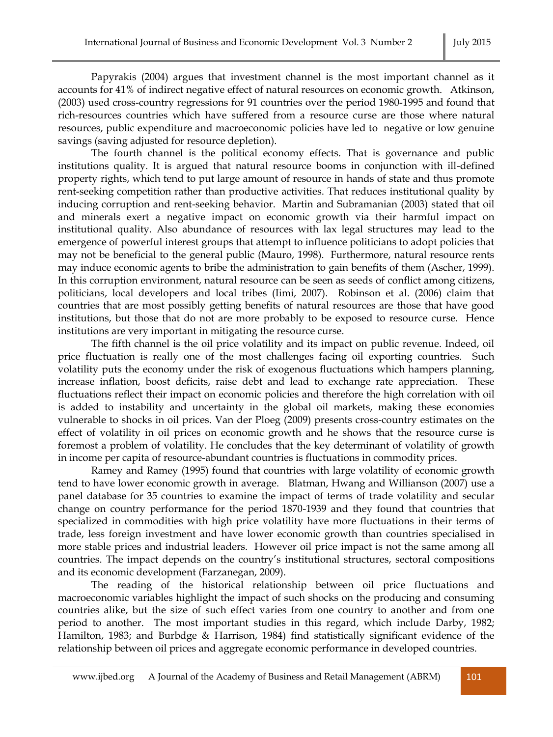Papyrakis (2004) argues that investment channel is the most important channel as it accounts for 41% of indirect negative effect of natural resources on economic growth. Atkinson, (2003) used cross-country regressions for 91 countries over the period 1980-1995 and found that rich-resources countries which have suffered from a resource curse are those where natural resources, public expenditure and macroeconomic policies have led to negative or low genuine savings (saving adjusted for resource depletion).

The fourth channel is the political economy effects. That is governance and public institutions quality. It is argued that natural resource booms in conjunction with ill-defined property rights, which tend to put large amount of resource in hands of state and thus promote rent-seeking competition rather than productive activities. That reduces institutional quality by inducing corruption and rent-seeking behavior. Martin and Subramanian (2003) stated that oil and minerals exert a negative impact on economic growth via their harmful impact on institutional quality. Also abundance of resources with lax legal structures may lead to the emergence of powerful interest groups that attempt to influence politicians to adopt policies that may not be beneficial to the general public (Mauro, 1998). Furthermore, natural resource rents may induce economic agents to bribe the administration to gain benefits of them (Ascher, 1999). In this corruption environment, natural resource can be seen as seeds of conflict among citizens, politicians, local developers and local tribes (Iimi, 2007). Robinson et al. (2006) claim that countries that are most possibly getting benefits of natural resources are those that have good institutions, but those that do not are more probably to be exposed to resource curse. Hence institutions are very important in mitigating the resource curse.

The fifth channel is the oil price volatility and its impact on public revenue. Indeed, oil price fluctuation is really one of the most challenges facing oil exporting countries. Such volatility puts the economy under the risk of exogenous fluctuations which hampers planning, increase inflation, boost deficits, raise debt and lead to exchange rate appreciation. These fluctuations reflect their impact on economic policies and therefore the high correlation with oil is added to instability and uncertainty in the global oil markets, making these economies vulnerable to shocks in oil prices. Van der Ploeg (2009) presents cross-country estimates on the effect of volatility in oil prices on economic growth and he shows that the resource curse is foremost a problem of volatility. He concludes that the key determinant of volatility of growth in income per capita of resource-abundant countries is fluctuations in commodity prices.

Ramey and Ramey (1995) found that countries with large volatility of economic growth tend to have lower economic growth in average. Blatman, Hwang and Willianson (2007) use a panel database for 35 countries to examine the impact of terms of trade volatility and secular change on country performance for the period 1870-1939 and they found that countries that specialized in commodities with high price volatility have more fluctuations in their terms of trade, less foreign investment and have lower economic growth than countries specialised in more stable prices and industrial leaders. However oil price impact is not the same among all countries. The impact depends on the country's institutional structures, sectoral compositions and its economic development (Farzanegan, 2009).

The reading of the historical relationship between oil price fluctuations and macroeconomic variables highlight the impact of such shocks on the producing and consuming countries alike, but the size of such effect varies from one country to another and from one period to another. The most important studies in this regard, which include Darby, 1982; Hamilton, 1983; and Burbdge & Harrison, 1984) find statistically significant evidence of the relationship between oil prices and aggregate economic performance in developed countries.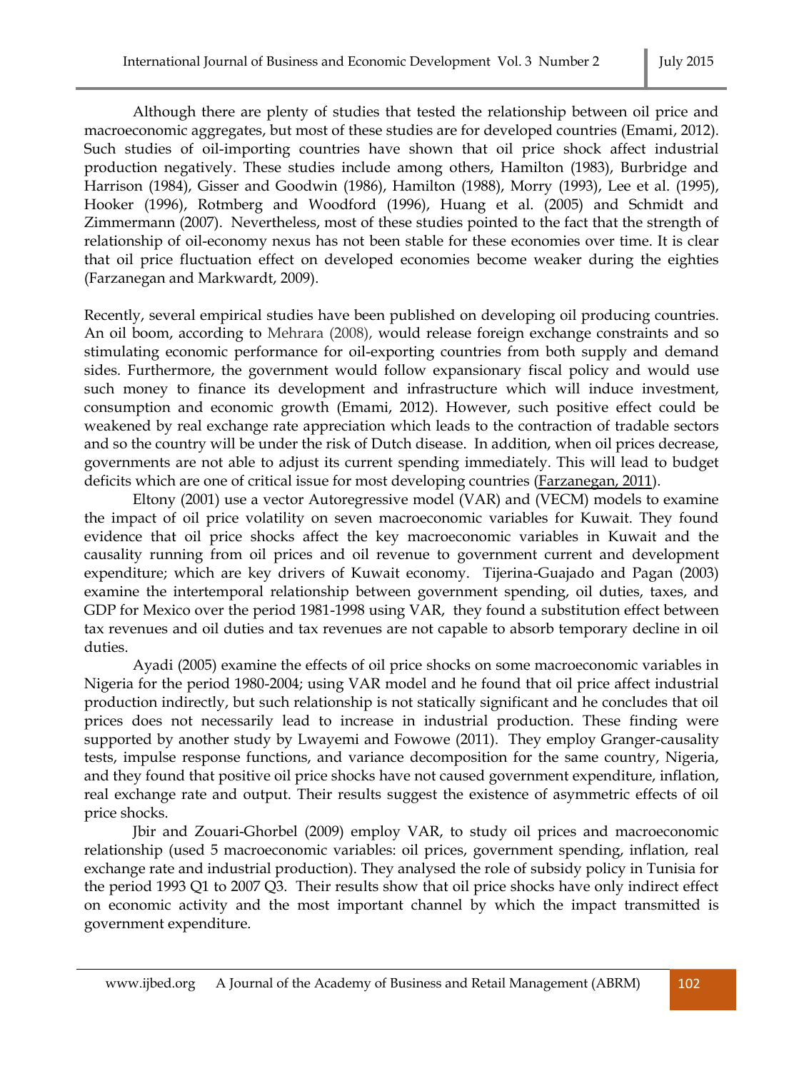Although there are plenty of studies that tested the relationship between oil price and macroeconomic aggregates, but most of these studies are for developed countries (Emami, 2012). Such studies of oil-importing countries have shown that oil price shock affect industrial production negatively. These studies include among others, Hamilton (1983), Burbridge and Harrison (1984), Gisser and Goodwin (1986), Hamilton (1988), Morry (1993), Lee et al. (1995), Hooker (1996), Rotmberg and Woodford (1996), Huang et al. (2005) and Schmidt and Zimmermann (2007). Nevertheless, most of these studies pointed to the fact that the strength of relationship of oil-economy nexus has not been stable for these economies over time. It is clear that oil price fluctuation effect on developed economies become weaker during the eighties (Farzanegan and Markwardt, 2009).

Recently, several empirical studies have been published on developing oil producing countries. An oil boom, according to Mehrara (2008), would release foreign exchange constraints and so stimulating economic performance for oil-exporting countries from both supply and demand sides. Furthermore, the government would follow expansionary fiscal policy and would use such money to finance its development and infrastructure which will induce investment, consumption and economic growth (Emami, 2012). However, such positive effect could be weakened by real exchange rate appreciation which leads to the contraction of tradable sectors and so the country will be under the risk of Dutch disease. In addition, when oil prices decrease, governments are not able to adjust its current spending immediately. This will lead to budget deficits which are one of critical issue for most developing countries (Farzanegan, 2011).

Eltony (2001) use a vector Autoregressive model (VAR) and (VECM) models to examine the impact of oil price volatility on seven macroeconomic variables for Kuwait. They found evidence that oil price shocks affect the key macroeconomic variables in Kuwait and the causality running from oil prices and oil revenue to government current and development expenditure; which are key drivers of Kuwait economy. Tijerina-Guajado and Pagan (2003) examine the intertemporal relationship between government spending, oil duties, taxes, and GDP for Mexico over the period 1981-1998 using VAR, they found a substitution effect between tax revenues and oil duties and tax revenues are not capable to absorb temporary decline in oil duties.

Ayadi (2005) examine the effects of oil price shocks on some macroeconomic variables in Nigeria for the period 1980-2004; using VAR model and he found that oil price affect industrial production indirectly, but such relationship is not statically significant and he concludes that oil prices does not necessarily lead to increase in industrial production. These finding were supported by another study by Lwayemi and Fowowe (2011). They employ Granger-causality tests, impulse response functions, and variance decomposition for the same country, Nigeria, and they found that positive oil price shocks have not caused government expenditure, inflation, real exchange rate and output. Their results suggest the existence of asymmetric effects of oil price shocks.

Jbir and Zouari-Ghorbel (2009) employ VAR, to study oil prices and macroeconomic relationship (used 5 macroeconomic variables: oil prices, government spending, inflation, real exchange rate and industrial production). They analysed the role of subsidy policy in Tunisia for the period 1993 Q1 to 2007 Q3. Their results show that oil price shocks have only indirect effect on economic activity and the most important channel by which the impact transmitted is government expenditure.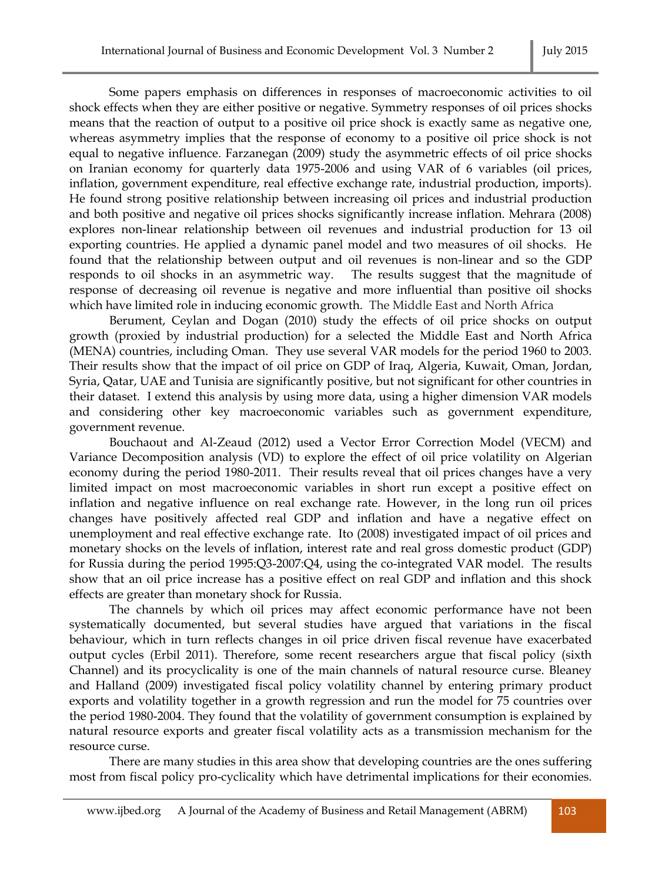Some papers emphasis on differences in responses of macroeconomic activities to oil shock effects when they are either positive or negative. Symmetry responses of oil prices shocks means that the reaction of output to a positive oil price shock is exactly same as negative one, whereas asymmetry implies that the response of economy to a positive oil price shock is not equal to negative influence. Farzanegan (2009) study the asymmetric effects of oil price shocks on Iranian economy for quarterly data 1975-2006 and using VAR of 6 variables (oil prices, inflation, government expenditure, real effective exchange rate, industrial production, imports). He found strong positive relationship between increasing oil prices and industrial production and both positive and negative oil prices shocks significantly increase inflation. Mehrara (2008) explores non-linear relationship between oil revenues and industrial production for 13 oil exporting countries. He applied a dynamic panel model and two measures of oil shocks. He found that the relationship between output and oil revenues is non-linear and so the GDP responds to oil shocks in an asymmetric way. The results suggest that the magnitude of response of decreasing oil revenue is negative and more influential than positive oil shocks which have limited role in inducing economic growth. The Middle East and North Africa

Berument, Ceylan and Dogan (2010) study the effects of oil price shocks on output growth (proxied by industrial production) for a selected the Middle East and North Africa (MENA) countries, including Oman. They use several VAR models for the period 1960 to 2003. Their results show that the impact of oil price on GDP of Iraq, Algeria, Kuwait, Oman, Jordan, Syria, Qatar, UAE and Tunisia are significantly positive, but not significant for other countries in their dataset. I extend this analysis by using more data, using a higher dimension VAR models and considering other key macroeconomic variables such as government expenditure, government revenue.

Bouchaout and Al-Zeaud (2012) used a Vector Error Correction Model (VECM) and Variance Decomposition analysis (VD) to explore the effect of oil price volatility on Algerian economy during the period 1980-2011. Their results reveal that oil prices changes have a very limited impact on most macroeconomic variables in short run except a positive effect on inflation and negative influence on real exchange rate. However, in the long run oil prices changes have positively affected real GDP and inflation and have a negative effect on unemployment and real effective exchange rate. Ito (2008) investigated impact of oil prices and monetary shocks on the levels of inflation, interest rate and real gross domestic product (GDP) for Russia during the period 1995:Q3-2007:Q4, using the co-integrated VAR model. The results show that an oil price increase has a positive effect on real GDP and inflation and this shock effects are greater than monetary shock for Russia.

The channels by which oil prices may affect economic performance have not been systematically documented, but several studies have argued that variations in the fiscal behaviour, which in turn reflects changes in oil price driven fiscal revenue have exacerbated output cycles (Erbil 2011). Therefore, some recent researchers argue that fiscal policy (sixth Channel) and its procyclicality is one of the main channels of natural resource curse. Bleaney and Halland (2009) investigated fiscal policy volatility channel by entering primary product exports and volatility together in a growth regression and run the model for 75 countries over the period 1980-2004. They found that the volatility of government consumption is explained by natural resource exports and greater fiscal volatility acts as a transmission mechanism for the resource curse.

There are many studies in this area show that developing countries are the ones suffering most from fiscal policy pro-cyclicality which have detrimental implications for their economies.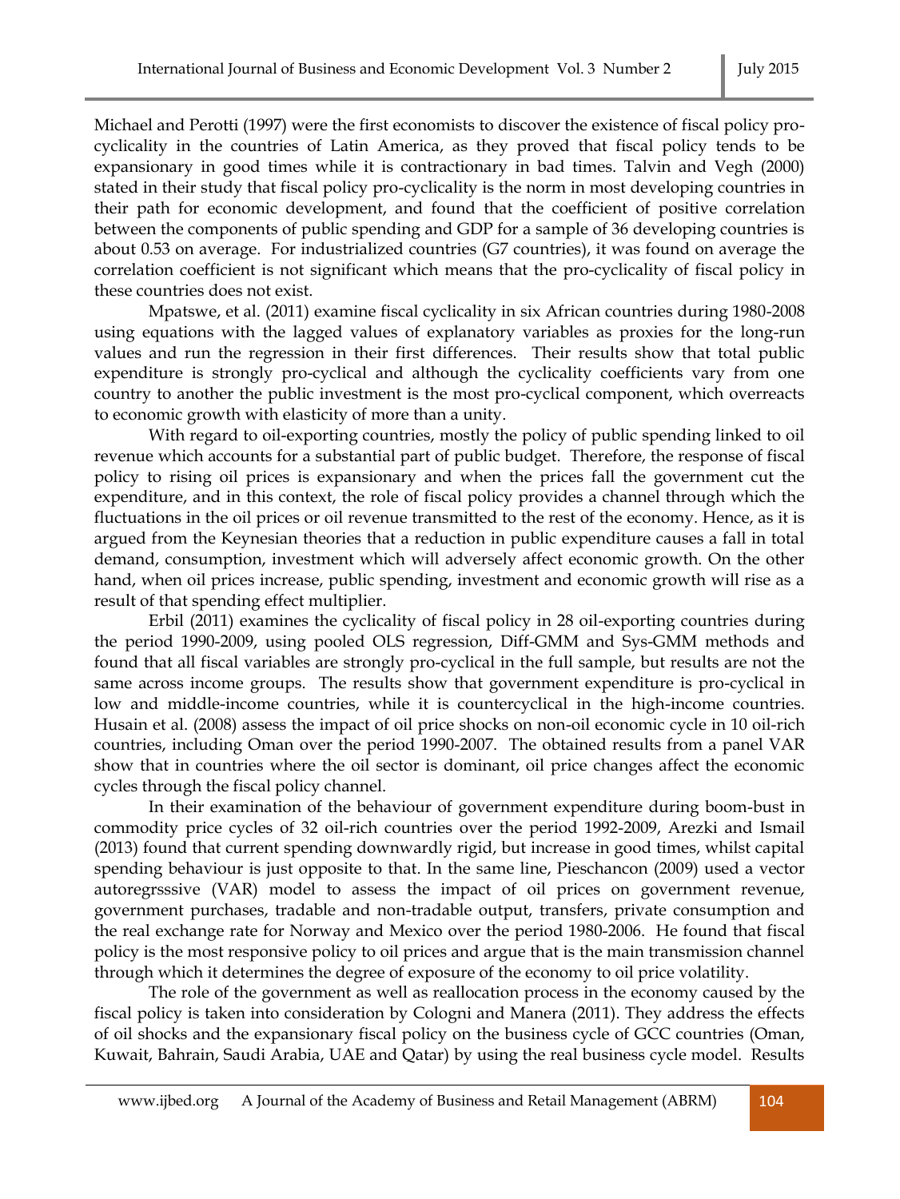Michael and Perotti (1997) were the first economists to discover the existence of fiscal policy pro-cyclicality in the countries of Latin America, as they proved that fiscal policy tends to be expansionary in good times while it is contractionary in bad times. Talvin and Vegh (2000) stated in their study that fiscal policy pro-cyclicality is the norm in most developing countries in their path for economic development, and found that the coefficient of positive correlation between the components of public spending and GDP for a sample of 36 developing countries is about 0.53 on average. For industrialized countries (G7 countries), it was found on average the correlation coefficient is not significant which means that the pro-cyclicality of fiscal policy in these countries does not exist.

Mpatswe, et al. (2011) examine fiscal cyclicality in six African countries during 1980-2008 using equations with the lagged values of explanatory variables as proxies for the long-run values and run the regression in their first differences. Their results show that total public expenditure is strongly pro-cyclical and although the cyclicality coefficients vary from one country to another the public investment is the most pro-cyclical component, which overreacts to economic growth with elasticity of more than a unity.

With regard to oil-exporting countries, mostly the policy of public spending linked to oil revenue which accounts for a substantial part of public budget. Therefore, the response of fiscal policy to rising oil prices is expansionary and when the prices fall the government cut the expenditure, and in this context, the role of fiscal policy provides a channel through which the fluctuations in the oil prices or oil revenue transmitted to the rest of the economy. Hence, as it is argued from the Keynesian theories that a reduction in public expenditure causes a fall in total demand, consumption, investment which will adversely affect economic growth. On the other hand, when oil prices increase, public spending, investment and economic growth will rise as a result of that spending effect multiplier.

Erbil (2011) examines the cyclicality of fiscal policy in 28 oil-exporting countries during the period 1990-2009, using pooled OLS regression, Diff-GMM and Sys-GMM methods and found that all fiscal variables are strongly pro-cyclical in the full sample, but results are not the same across income groups. The results show that government expenditure is pro-cyclical in low and middle-income countries, while it is countercyclical in the high-income countries. Husain et al. (2008) assess the impact of oil price shocks on non-oil economic cycle in 10 oil-rich countries, including Oman over the period 1990-2007. The obtained results from a panel VAR show that in countries where the oil sector is dominant, oil price changes affect the economic cycles through the fiscal policy channel.

In their examination of the behaviour of government expenditure during boom-bust in commodity price cycles of 32 oil-rich countries over the period 1992-2009, Arezki and Ismail (2013) found that current spending downwardly rigid, but increase in good times, whilst capital spending behaviour is just opposite to that. In the same line, Pieschancon (2009) used a vector autoregrsssive (VAR) model to assess the impact of oil prices on government revenue, government purchases, tradable and non-tradable output, transfers, private consumption and the real exchange rate for Norway and Mexico over the period 1980-2006. He found that fiscal policy is the most responsive policy to oil prices and argue that is the main transmission channel through which it determines the degree of exposure of the economy to oil price volatility.

The role of the government as well as reallocation process in the economy caused by the fiscal policy is taken into consideration by Cologni and Manera (2011). They address the effects of oil shocks and the expansionary fiscal policy on the business cycle of GCC countries (Oman, Kuwait, Bahrain, Saudi Arabia, UAE and Qatar) by using the real business cycle model. Results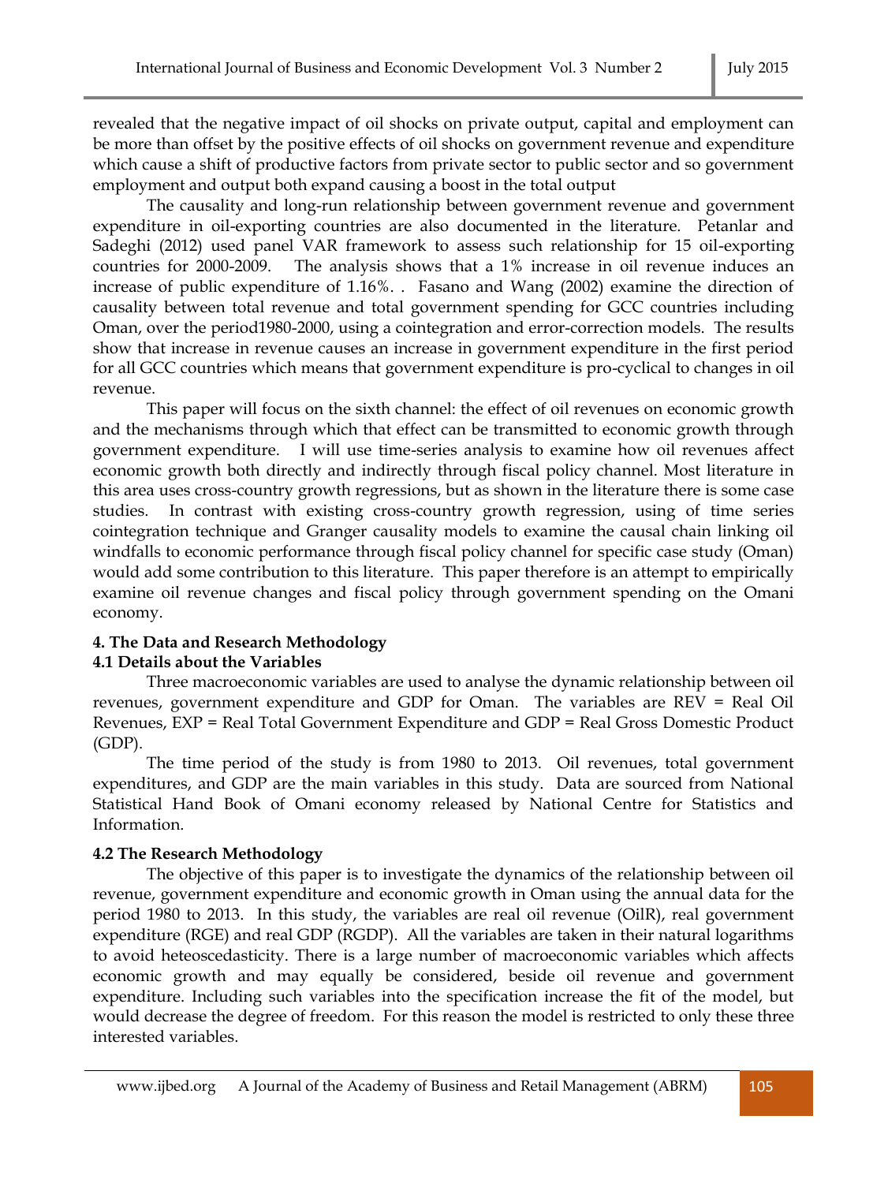revealed that the negative impact of oil shocks on private output, capital and employment can be more than offset by the positive effects of oil shocks on government revenue and expenditure which cause a shift of productive factors from private sector to public sector and so government employment and output both expand causing a boost in the total output

The causality and long-run relationship between government revenue and government expenditure in oil-exporting countries are also documented in the literature. Petanlar and Sadeghi (2012) used panel VAR framework to assess such relationship for 15 oil-exporting countries for 2000-2009. The analysis shows that a 1% increase in oil revenue induces an increase of public expenditure of 1.16%. . Fasano and Wang (2002) examine the direction of causality between total revenue and total government spending for GCC countries including Oman, over the period1980-2000, using a cointegration and error-correction models. The results show that increase in revenue causes an increase in government expenditure in the first period for all GCC countries which means that government expenditure is pro-cyclical to changes in oil revenue.

This paper will focus on the sixth channel: the effect of oil revenues on economic growth and the mechanisms through which that effect can be transmitted to economic growth through government expenditure. I will use time-series analysis to examine how oil revenues affect economic growth both directly and indirectly through fiscal policy channel. Most literature in this area uses cross-country growth regressions, but as shown in the literature there is some case studies. In contrast with existing cross-country growth regression, using of time series cointegration technique and Granger causality models to examine the causal chain linking oil windfalls to economic performance through fiscal policy channel for specific case study (Oman) would add some contribution to this literature. This paper therefore is an attempt to empirically examine oil revenue changes and fiscal policy through government spending on the Omani economy.

## 4. The Data and Research Methodology

### 4.1 Details about the Variables

Three macroeconomic variables are used to analyse the dynamic relationship between oil revenues, government expenditure and GDP for Oman. The variables are REV = Real Oil Revenues, EXP = Real Total Government Expenditure and GDP = Real Gross Domestic Product (GDP).

The time period of the study is from 1980 to 2013. Oil revenues, total government expenditures, and GDP are the main variables in this study. Data are sourced from National Statistical Hand Book of Omani economy released by National Centre for Statistics and Information.

### 4.2 The Research Methodology

The objective of this paper is to investigate the dynamics of the relationship between oil revenue, government expenditure and economic growth in Oman using the annual data for the period 1980 to 2013. In this study, the variables are real oil revenue (OilR), real government expenditure (RGE) and real GDP (RGDP). All the variables are taken in their natural logarithms to avoid heteoscedasticity. There is a large number of macroeconomic variables which affects economic growth and may equally be considered, beside oil revenue and government expenditure. Including such variables into the specification increase the fit of the model, but would decrease the degree of freedom. For this reason the model is restricted to only these three interested variables.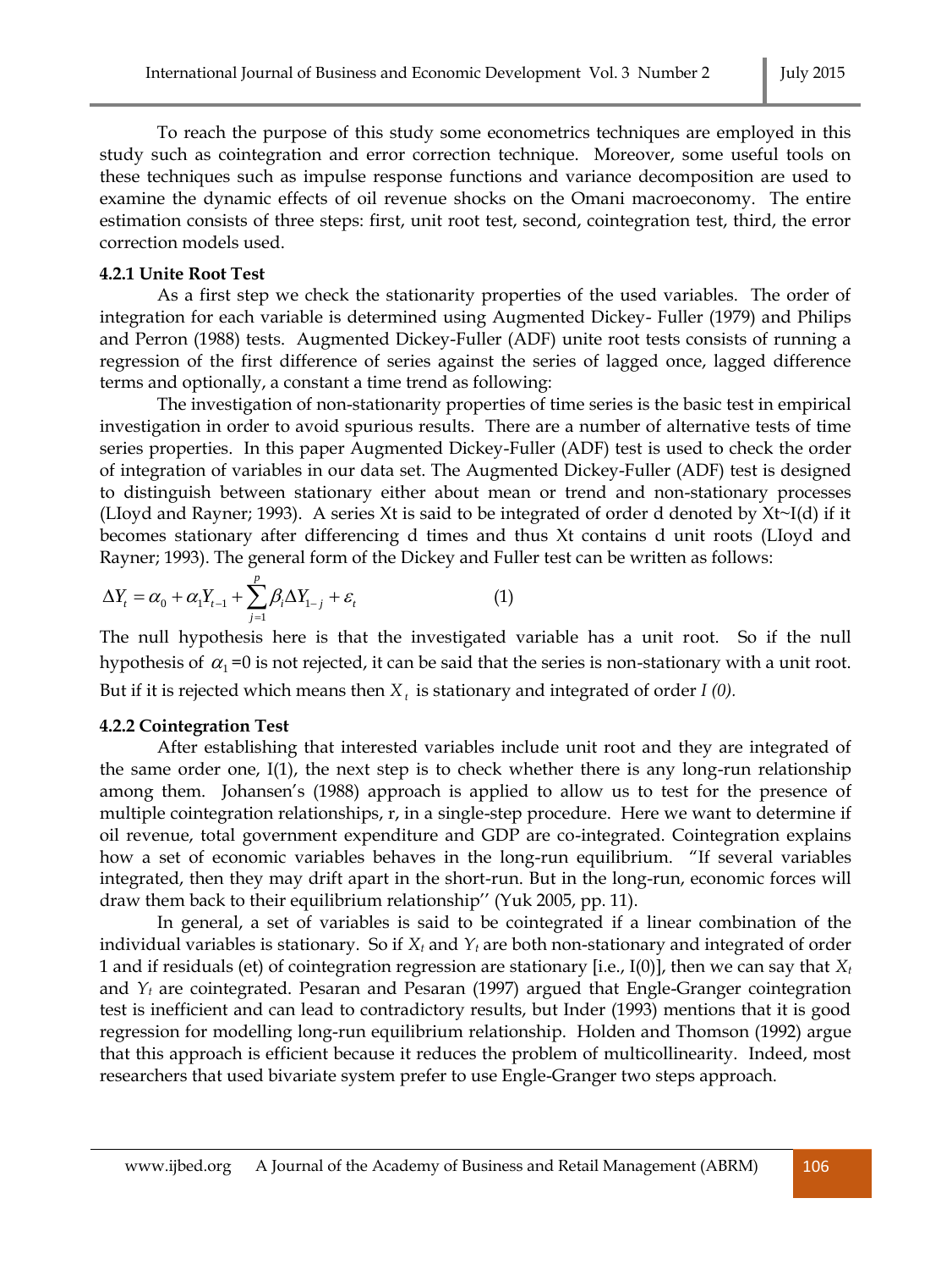To reach the purpose of this study some econometrics techniques are employed in this study such as cointegration and error correction technique. Moreover, some useful tools on these techniques such as impulse response functions and variance decomposition are used to examine the dynamic effects of oil revenue shocks on the Omani macroeconomy. The entire estimation consists of three steps: first, unit root test, second, cointegration test, third, the error correction models used.

**4.2.1 Unite Root Test**

As a first step we check the stationarity properties of the used variables. The order of integration for each variable is determined using Augmented Dickey- Fuller (1979) and Philips and Perron (1988) tests. Augmented Dickey-Fuller (ADF) unite root tests consists of running a regression of the first difference of series against the series of lagged once, lagged difference terms and optionally, a constant a time trend as following:

The investigation of non-stationarity properties of time series is the basic test in empirical investigation in order to avoid spurious results. There are a number of alternative tests of time series properties. In this paper Augmented Dickey-Fuller (ADF) test is used to check the order of integration of variables in our data set. The Augmented Dickey-Fuller (ADF) test is designed to distinguish between stationary either about mean or trend and non-stationary processes (LIoyd and Rayner; 1993). A series Xt is said to be integrated of order d denoted by Xt~I(d) if it becomes stationary after differencing d times and thus Xt contains d unit roots (LIoyd and Rayner; 1993). The general form of the Dickey and Fuller test can be written as follows:

$$\Delta Y_t = \alpha_0 + \alpha_1 Y_{t-1} + \sum_{j=1}^{p} \beta_i \Delta Y_{1-j} + \varepsilon_t \qquad (1)$$

The null hypothesis here is that the investigated variable has a unit root. So if the null hypothesis of $\alpha_1$=0 is not rejected, it can be said that the series is non-stationary with a unit root. But if it is rejected which means then $X_t$ is stationary and integrated of order *I (0).*

**4.2.2 Cointegration Test**

After establishing that interested variables include unit root and they are integrated of the same order one, I(1), the next step is to check whether there is any long-run relationship among them. Johansen's (1988) approach is applied to allow us to test for the presence of multiple cointegration relationships, r, in a single-step procedure. Here we want to determine if oil revenue, total government expenditure and GDP are co-integrated. Cointegration explains how a set of economic variables behaves in the long-run equilibrium. "If several variables integrated, then they may drift apart in the short-run. But in the long-run, economic forces will draw them back to their equilibrium relationship'' (Yuk 2005, pp. 11).

In general, a set of variables is said to be cointegrated if a linear combination of the individual variables is stationary. So if $X_t$ and $Y_t$ are both non-stationary and integrated of order 1 and if residuals (et) of cointegration regression are stationary [i.e., I(0)], then we can say that $X_t$ and $Y_t$ are cointegrated. Pesaran and Pesaran (1997) argued that Engle-Granger cointegration test is inefficient and can lead to contradictory results, but Inder (1993) mentions that it is good regression for modelling long-run equilibrium relationship. Holden and Thomson (1992) argue that this approach is efficient because it reduces the problem of multicollinearity. Indeed, most researchers that used bivariate system prefer to use Engle-Granger two steps approach.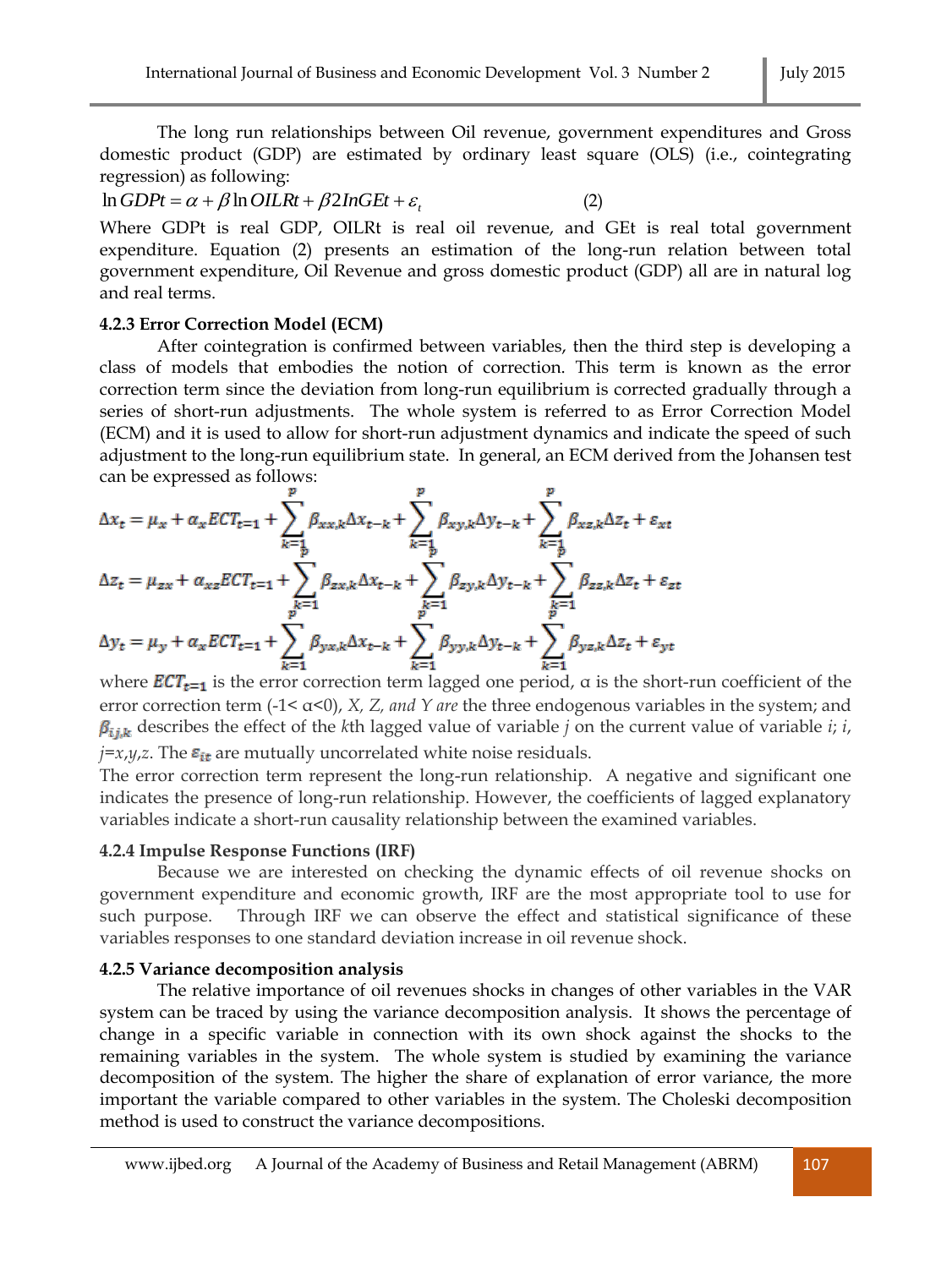The long run relationships between Oil revenue, government expenditures and Gross domestic product (GDP) are estimated by ordinary least square (OLS) (i.e., cointegrating regression) as following:

$$\ln GDPt = \alpha + \beta \ln OILRt + \beta 2 InGEt + \varepsilon_t \qquad (2)$$

Where GDPt is real GDP, OILRt is real oil revenue, and GEt is real total government expenditure. Equation (2) presents an estimation of the long-run relation between total government expenditure, Oil Revenue and gross domestic product (GDP) all are in natural log and real terms.

### 4.2.3 Error Correction Model (ECM)

After cointegration is confirmed between variables, then the third step is developing a class of models that embodies the notion of correction. This term is known as the error correction term since the deviation from long-run equilibrium is corrected gradually through a series of short-run adjustments. The whole system is referred to as Error Correction Model (ECM) and it is used to allow for short-run adjustment dynamics and indicate the speed of such adjustment to the long-run equilibrium state. In general, an ECM derived from the Johansen test can be expressed as follows:

$$\Delta x_t = \mu_x + \alpha_x ECT_{t=1} + \sum_{k=1}^{p} \beta_{xx,k} \Delta x_{t-k} + \sum_{k=1}^{p} \beta_{xy,k} \Delta y_{t-k} + \sum_{k=1}^{p} \beta_{xz,k} \Delta z_t + \varepsilon_{xt}$$

$$\Delta z_t = \mu_{zx} + \alpha_{xz} ECT_{t=1} + \sum_{k=1}^{p} \beta_{zx,k} \Delta x_{t-k} + \sum_{k=1}^{p} \beta_{zy,k} \Delta y_{t-k} + \sum_{k=1}^{p} \beta_{zz,k} \Delta z_t + \varepsilon_{zt}$$

$$\Delta y_t = \mu_y + \alpha_x ECT_{t=1} + \sum_{k=1}^{p} \beta_{yx,k} \Delta x_{t-k} + \sum_{k=1}^{p} \beta_{yy,k} \Delta y_{t-k} + \sum_{k=1}^{p} \beta_{yz,k} \Delta z_t + \varepsilon_{yt}$$

where $ECT_{t=1}$ is the error correction term lagged one period, α is the short-run coefficient of the error correction term (-1< α<0), *X, Z, and Y are* the three endogenous variables in the system; and $\beta_{ij,k}$ describes the effect of the *k*th lagged value of variable *j* on the current value of variable *i*; *i, j=x,y,z*. The $\varepsilon_{it}$ are mutually uncorrelated white noise residuals.

The error correction term represent the long-run relationship. A negative and significant one indicates the presence of long-run relationship. However, the coefficients of lagged explanatory variables indicate a short-run causality relationship between the examined variables.

### 4.2.4 Impulse Response Functions (IRF)

Because we are interested on checking the dynamic effects of oil revenue shocks on government expenditure and economic growth, IRF are the most appropriate tool to use for such purpose. Through IRF we can observe the effect and statistical significance of these variables responses to one standard deviation increase in oil revenue shock.

### 4.2.5 Variance decomposition analysis

The relative importance of oil revenues shocks in changes of other variables in the VAR system can be traced by using the variance decomposition analysis. It shows the percentage of change in a specific variable in connection with its own shock against the shocks to the remaining variables in the system. The whole system is studied by examining the variance decomposition of the system. The higher the share of explanation of error variance, the more important the variable compared to other variables in the system. The Choleski decomposition method is used to construct the variance decompositions.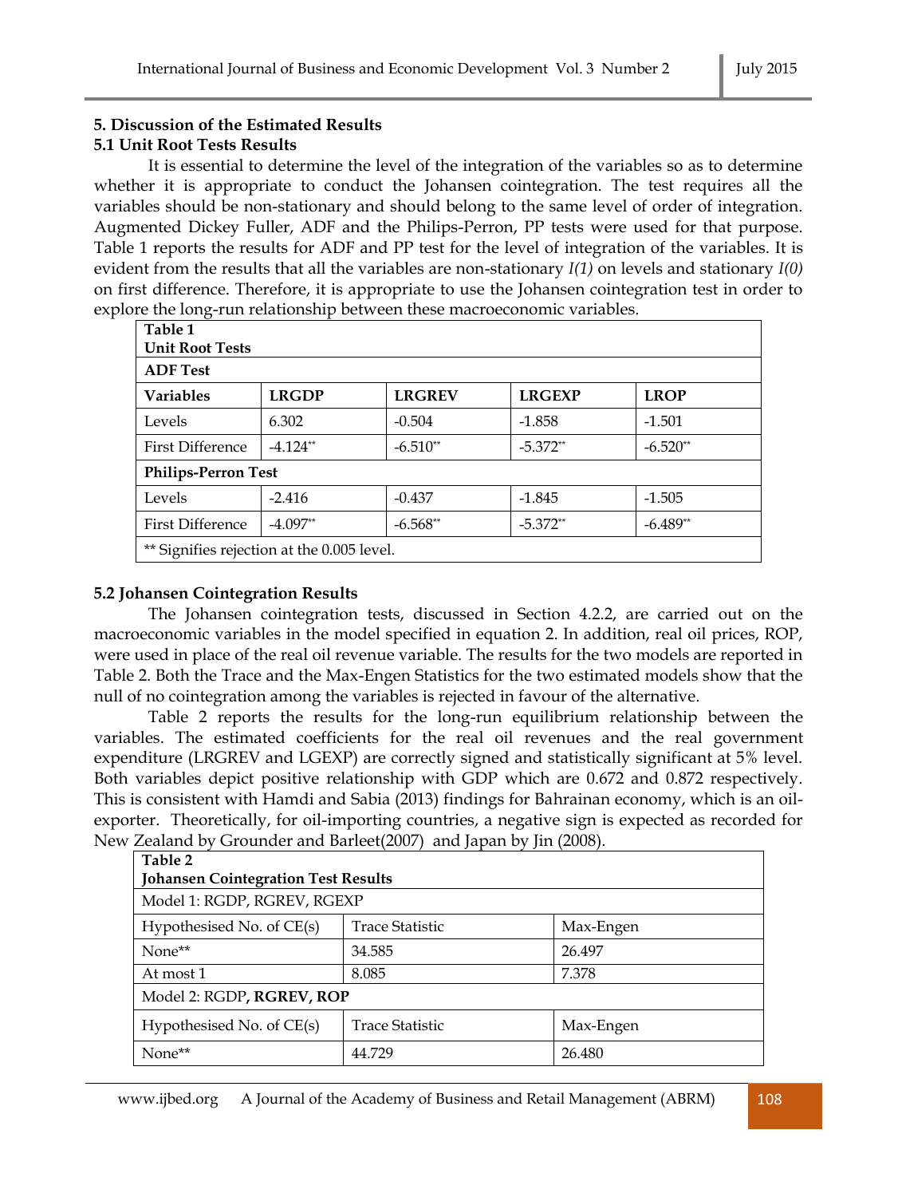## 5. Discussion of the Estimated Results

### 5.1 Unit Root Tests Results

It is essential to determine the level of the integration of the variables so as to determine whether it is appropriate to conduct the Johansen cointegration. The test requires all the variables should be non-stationary and should belong to the same level of order of integration. Augmented Dickey Fuller, ADF and the Philips-Perron, PP tests were used for that purpose. Table 1 reports the results for ADF and PP test for the level of integration of the variables. It is evident from the results that all the variables are non-stationary *I(1)* on levels and stationary *I(0)* on first difference. Therefore, it is appropriate to use the Johansen cointegration test in order to explore the long-run relationship between these macroeconomic variables.

**Table 1**
**Unit Root Tests**

| **ADF Test** | | | | |
|---|---|---|---|---|
| **Variables** | **LRGDP** | **LRGREV** | **LRGEXP** | **LROP** |
| Levels | 6.302 | -0.504 | -1.858 | -1.501 |
| First Difference | -4.124** | -6.510** | -5.372** | -6.520** |
| **Philips-Perron Test** | | | | |
| Levels | -2.416 | -0.437 | -1.845 | -1.505 |
| First Difference | -4.097** | -6.568** | -5.372** | -6.489** |

** Signifies rejection at the 0.005 level.

### 5.2 Johansen Cointegration Results

The Johansen cointegration tests, discussed in Section 4.2.2, are carried out on the macroeconomic variables in the model specified in equation 2. In addition, real oil prices, ROP, were used in place of the real oil revenue variable. The results for the two models are reported in Table 2. Both the Trace and the Max-Engen Statistics for the two estimated models show that the null of no cointegration among the variables is rejected in favour of the alternative.

Table 2 reports the results for the long-run equilibrium relationship between the variables. The estimated coefficients for the real oil revenues and the real government expenditure (LRGREV and LGEXP) are correctly signed and statistically significant at 5% level. Both variables depict positive relationship with GDP which are 0.672 and 0.872 respectively. This is consistent with Hamdi and Sabia (2013) findings for Bahrainan economy, which is an oil-exporter. Theoretically, for oil-importing countries, a negative sign is expected as recorded for New Zealand by Grounder and Barleet(2007) and Japan by Jin (2008).

**Table 2**
**Johansen Cointegration Test Results**

| Model 1: RGDP, RGREV, RGEXP | | |
|---|---|---|
| Hypothesised No. of CE(s) | Trace Statistic | Max-Engen |
| None** | 34.585 | 26.497 |
| At most 1 | 8.085 | 7.378 |
| Model 2: RGDP**, RGREV, ROP** | | |
| Hypothesised No. of CE(s) | Trace Statistic | Max-Engen |
| None** | 44.729 | 26.480 |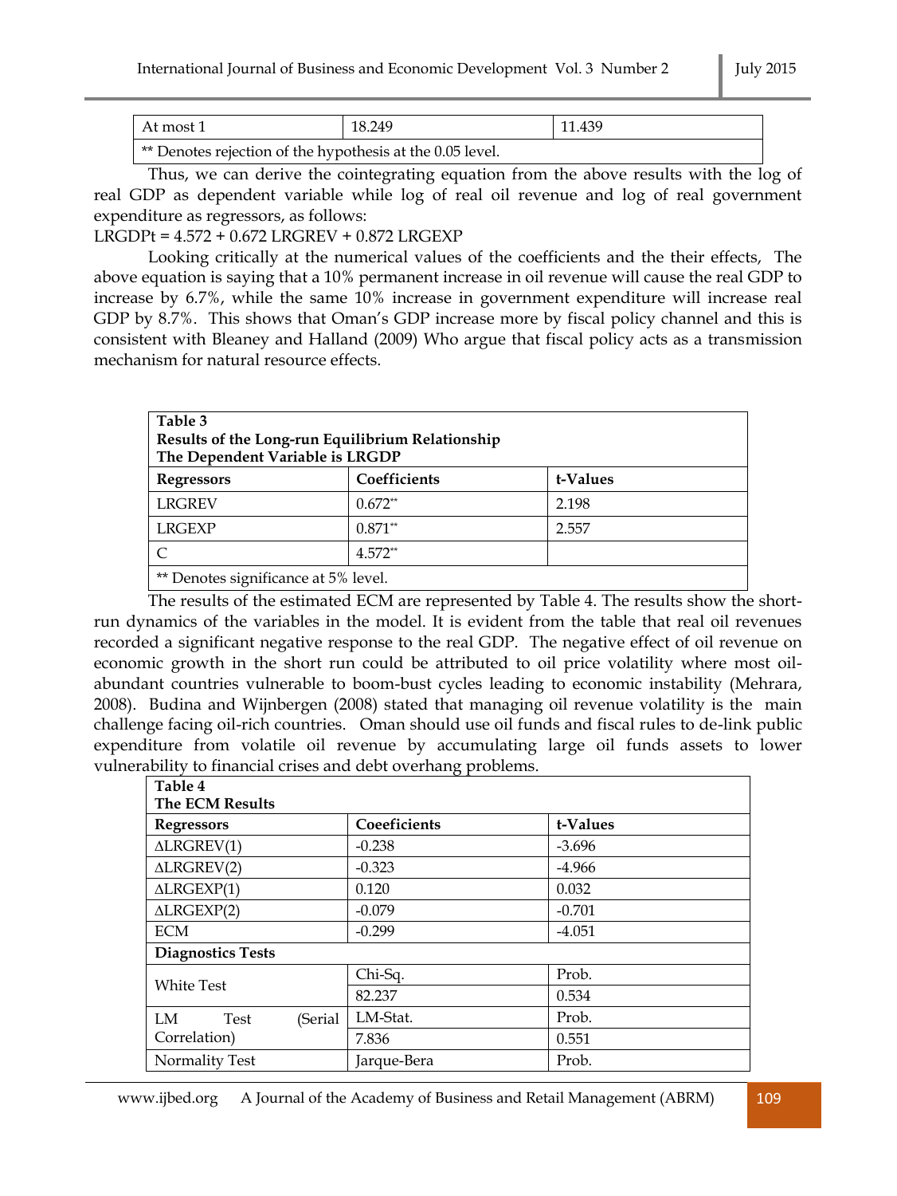| At most 1 | 18.249 | 11.439 |
|---|---|---|
| ** Denotes rejection of the hypothesis at the 0.05 level. | | |

Thus, we can derive the cointegrating equation from the above results with the log of real GDP as dependent variable while log of real oil revenue and log of real government expenditure as regressors, as follows:

$$LRGDPt = 4.572 + 0.672\ LRGREV + 0.872\ LRGEXP$$

Looking critically at the numerical values of the coefficients and the their effects, The above equation is saying that a 10% permanent increase in oil revenue will cause the real GDP to increase by 6.7%, while the same 10% increase in government expenditure will increase real GDP by 8.7%. This shows that Oman's GDP increase more by fiscal policy channel and this is consistent with Bleaney and Halland (2009) Who argue that fiscal policy acts as a transmission mechanism for natural resource effects.

| **Table 3 Results of the Long-run Equilibrium Relationship The Dependent Variable is LRGDP** | | |
|---|---|---|
| **Regressors** | **Coefficients** | **t-Values** |
| LRGREV | 0.672** | 2.198 |
| LRGEXP | 0.871** | 2.557 |
| C | 4.572** | |
| ** Denotes significance at 5% level. | | |

The results of the estimated ECM are represented by Table 4. The results show the short-run dynamics of the variables in the model. It is evident from the table that real oil revenues recorded a significant negative response to the real GDP. The negative effect of oil revenue on economic growth in the short run could be attributed to oil price volatility where most oil-abundant countries vulnerable to boom-bust cycles leading to economic instability (Mehrara, 2008). Budina and Wijnbergen (2008) stated that managing oil revenue volatility is the main challenge facing oil-rich countries. Oman should use oil funds and fiscal rules to de-link public expenditure from volatile oil revenue by accumulating large oil funds assets to lower vulnerability to financial crises and debt overhang problems.

| **Table 4 The ECM Results** | | |
|---|---|---|
| **Regressors** | **Coeeficients** | **t-Values** |
| ΔLRGREV(1) | -0.238 | -3.696 |
| ΔLRGREV(2) | -0.323 | -4.966 |
| ΔLRGEXP(1) | 0.120 | 0.032 |
| ΔLRGEXP(2) | -0.079 | -0.701 |
| ECM | -0.299 | -4.051 |
| **Diagnostics Tests** | | |
| White Test | Chi-Sq. | Prob. |
| | 82.237 | 0.534 |
| LM Test (Serial Correlation) | LM-Stat. | Prob. |
| | 7.836 | 0.551 |
| Normality Test | Jarque-Bera | Prob. |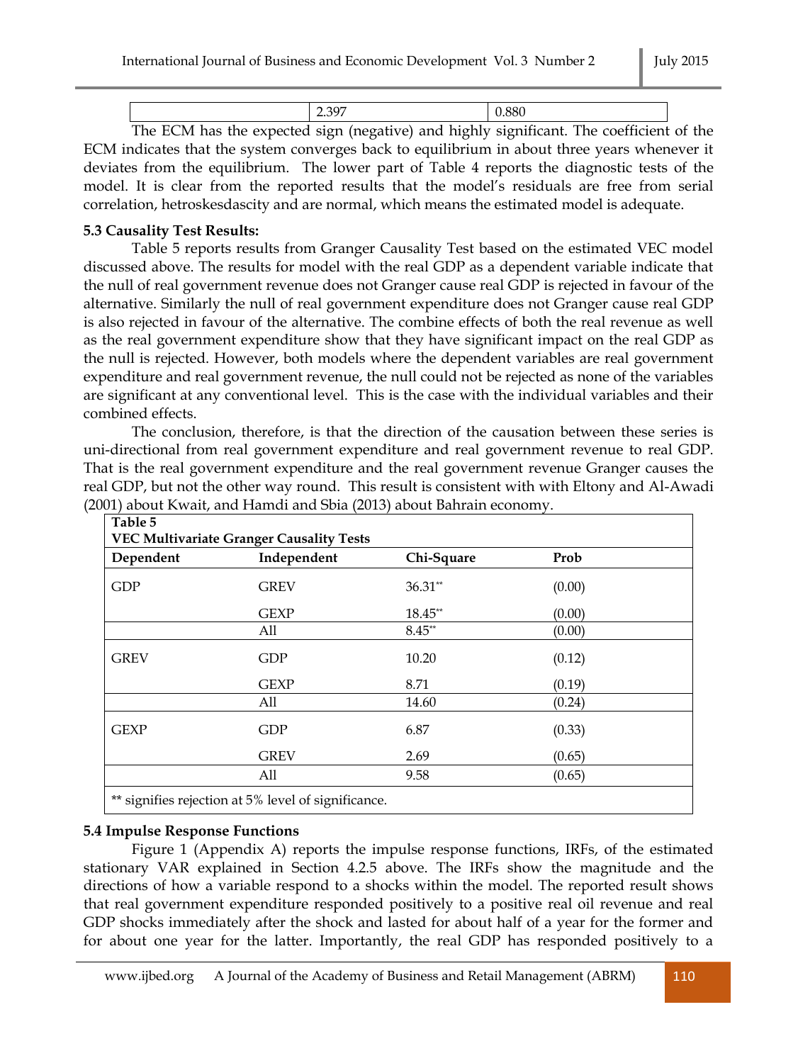| | 2.397 | 0.880 |
|---|---|---|

The ECM has the expected sign (negative) and highly significant. The coefficient of the ECM indicates that the system converges back to equilibrium in about three years whenever it deviates from the equilibrium. The lower part of Table 4 reports the diagnostic tests of the model. It is clear from the reported results that the model's residuals are free from serial correlation, hetroskesdascity and are normal, which means the estimated model is adequate.

**5.3 Causality Test Results:**

Table 5 reports results from Granger Causality Test based on the estimated VEC model discussed above. The results for model with the real GDP as a dependent variable indicate that the null of real government revenue does not Granger cause real GDP is rejected in favour of the alternative. Similarly the null of real government expenditure does not Granger cause real GDP is also rejected in favour of the alternative. The combine effects of both the real revenue as well as the real government expenditure show that they have significant impact on the real GDP as the null is rejected. However, both models where the dependent variables are real government expenditure and real government revenue, the null could not be rejected as none of the variables are significant at any conventional level. This is the case with the individual variables and their combined effects.

The conclusion, therefore, is that the direction of the causation between these series is uni-directional from real government expenditure and real government revenue to real GDP. That is the real government expenditure and the real government revenue Granger causes the real GDP, but not the other way round. This result is consistent with with Eltony and Al-Awadi (2001) about Kwait, and Hamdi and Sbia (2013) about Bahrain economy.

**Table 5**
**VEC Multivariate Granger Causality Tests**

| Dependent | Independent | Chi-Square | Prob |
|---|---|---|---|
| GDP | GREV | 36.31** | (0.00) |
| | GEXP | 18.45** | (0.00) |
| | All | 8.45** | (0.00) |
| GREV | GDP | 10.20 | (0.12) |
| | GEXP | 8.71 | (0.19) |
| | All | 14.60 | (0.24) |
| GEXP | GDP | 6.87 | (0.33) |
| | GREV | 2.69 | (0.65) |
| | All | 9.58 | (0.65) |

** signifies rejection at 5% level of significance.

**5.4 Impulse Response Functions**

Figure 1 (Appendix A) reports the impulse response functions, IRFs, of the estimated stationary VAR explained in Section 4.2.5 above. The IRFs show the magnitude and the directions of how a variable respond to a shocks within the model. The reported result shows that real government expenditure responded positively to a positive real oil revenue and real GDP shocks immediately after the shock and lasted for about half of a year for the former and for about one year for the latter. Importantly, the real GDP has responded positively to a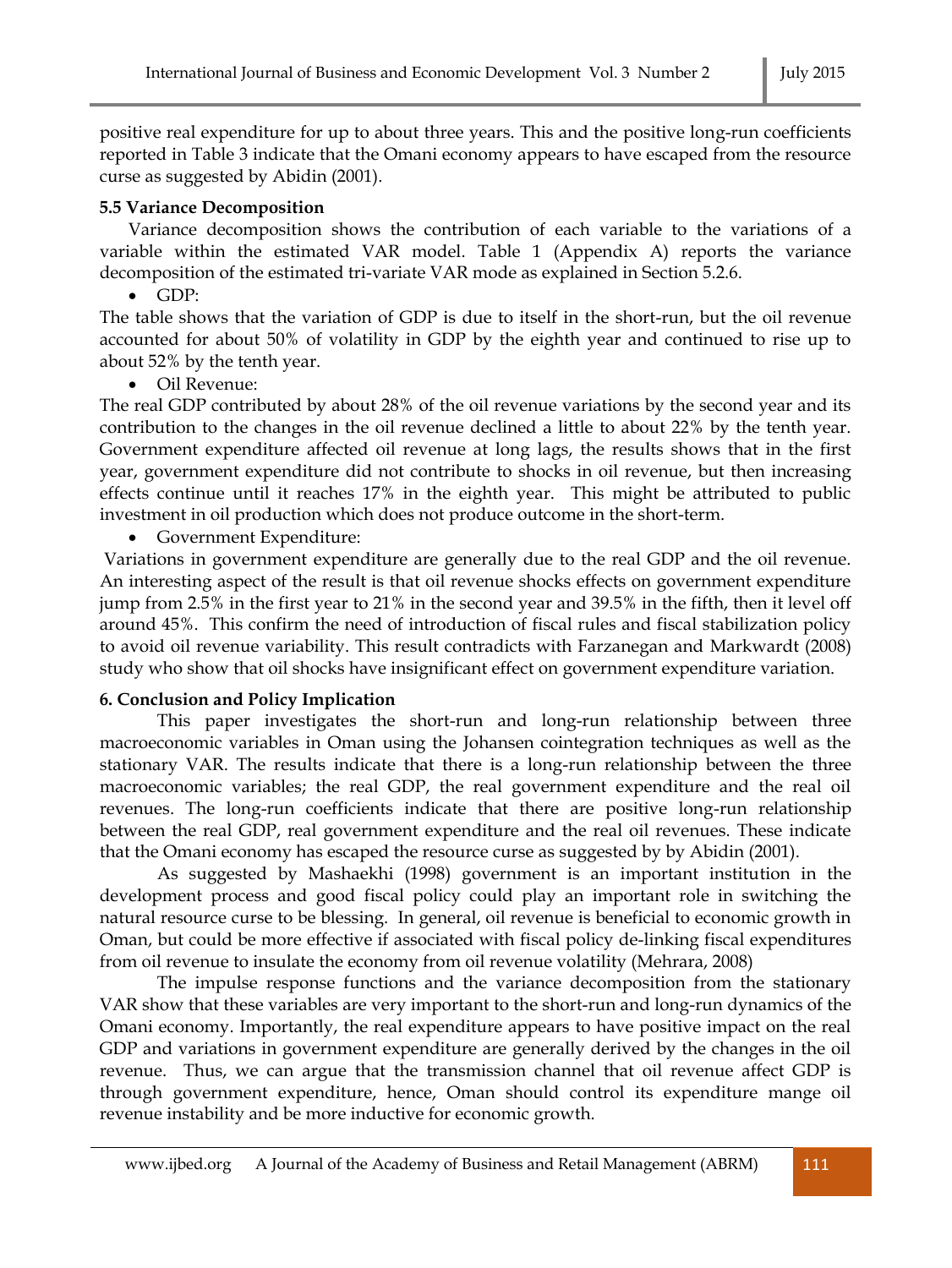positive real expenditure for up to about three years. This and the positive long-run coefficients reported in Table 3 indicate that the Omani economy appears to have escaped from the resource curse as suggested by Abidin (2001).

### 5.5 Variance Decomposition

Variance decomposition shows the contribution of each variable to the variations of a variable within the estimated VAR model. Table 1 (Appendix A) reports the variance decomposition of the estimated tri-variate VAR mode as explained in Section 5.2.6.

- GDP:

The table shows that the variation of GDP is due to itself in the short-run, but the oil revenue accounted for about 50% of volatility in GDP by the eighth year and continued to rise up to about 52% by the tenth year.

- Oil Revenue:

The real GDP contributed by about 28% of the oil revenue variations by the second year and its contribution to the changes in the oil revenue declined a little to about 22% by the tenth year. Government expenditure affected oil revenue at long lags, the results shows that in the first year, government expenditure did not contribute to shocks in oil revenue, but then increasing effects continue until it reaches 17% in the eighth year. This might be attributed to public investment in oil production which does not produce outcome in the short-term.

- Government Expenditure:

Variations in government expenditure are generally due to the real GDP and the oil revenue. An interesting aspect of the result is that oil revenue shocks effects on government expenditure jump from 2.5% in the first year to 21% in the second year and 39.5% in the fifth, then it level off around 45%. This confirm the need of introduction of fiscal rules and fiscal stabilization policy to avoid oil revenue variability. This result contradicts with Farzanegan and Markwardt (2008) study who show that oil shocks have insignificant effect on government expenditure variation.

## 6. Conclusion and Policy Implication

This paper investigates the short-run and long-run relationship between three macroeconomic variables in Oman using the Johansen cointegration techniques as well as the stationary VAR. The results indicate that there is a long-run relationship between the three macroeconomic variables; the real GDP, the real government expenditure and the real oil revenues. The long-run coefficients indicate that there are positive long-run relationship between the real GDP, real government expenditure and the real oil revenues. These indicate that the Omani economy has escaped the resource curse as suggested by by Abidin (2001).

As suggested by Mashaekhi (1998) government is an important institution in the development process and good fiscal policy could play an important role in switching the natural resource curse to be blessing. In general, oil revenue is beneficial to economic growth in Oman, but could be more effective if associated with fiscal policy de-linking fiscal expenditures from oil revenue to insulate the economy from oil revenue volatility (Mehrara, 2008)

The impulse response functions and the variance decomposition from the stationary VAR show that these variables are very important to the short-run and long-run dynamics of the Omani economy. Importantly, the real expenditure appears to have positive impact on the real GDP and variations in government expenditure are generally derived by the changes in the oil revenue. Thus, we can argue that the transmission channel that oil revenue affect GDP is through government expenditure, hence, Oman should control its expenditure mange oil revenue instability and be more inductive for economic growth.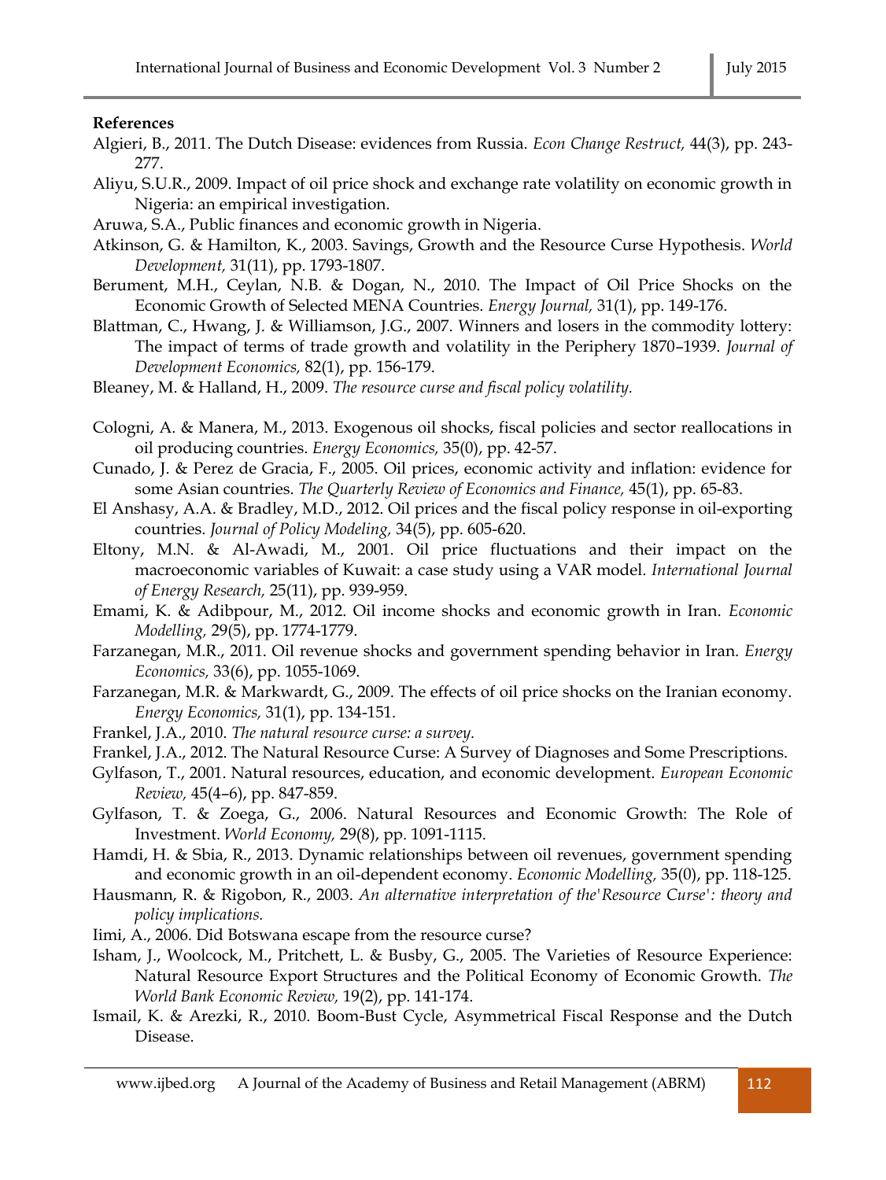**References**

Algieri, B., 2011. The Dutch Disease: evidences from Russia. *Econ Change Restruct,* 44(3), pp. 243-277.

Aliyu, S.U.R., 2009. Impact of oil price shock and exchange rate volatility on economic growth in Nigeria: an empirical investigation.

Aruwa, S.A., Public finances and economic growth in Nigeria.

Atkinson, G. & Hamilton, K., 2003. Savings, Growth and the Resource Curse Hypothesis. *World Development,* 31(11), pp. 1793-1807.

Berument, M.H., Ceylan, N.B. & Dogan, N., 2010. The Impact of Oil Price Shocks on the Economic Growth of Selected MENA Countries. *Energy Journal,* 31(1), pp. 149-176.

Blattman, C., Hwang, J. & Williamson, J.G., 2007. Winners and losers in the commodity lottery: The impact of terms of trade growth and volatility in the Periphery 1870–1939. *Journal of Development Economics,* 82(1), pp. 156-179.

Bleaney, M. & Halland, H., 2009. *The resource curse and fiscal policy volatility.*

Cologni, A. & Manera, M., 2013. Exogenous oil shocks, fiscal policies and sector reallocations in oil producing countries. *Energy Economics,* 35(0), pp. 42-57.

Cunado, J. & Perez de Gracia, F., 2005. Oil prices, economic activity and inflation: evidence for some Asian countries. *The Quarterly Review of Economics and Finance,* 45(1), pp. 65-83.

El Anshasy, A.A. & Bradley, M.D., 2012. Oil prices and the fiscal policy response in oil-exporting countries. *Journal of Policy Modeling,* 34(5), pp. 605-620.

Eltony, M.N. & Al-Awadi, M., 2001. Oil price fluctuations and their impact on the macroeconomic variables of Kuwait: a case study using a VAR model. *International Journal of Energy Research,* 25(11), pp. 939-959.

Emami, K. & Adibpour, M., 2012. Oil income shocks and economic growth in Iran. *Economic Modelling,* 29(5), pp. 1774-1779.

Farzanegan, M.R., 2011. Oil revenue shocks and government spending behavior in Iran. *Energy Economics,* 33(6), pp. 1055-1069.

Farzanegan, M.R. & Markwardt, G., 2009. The effects of oil price shocks on the Iranian economy. *Energy Economics,* 31(1), pp. 134-151.

Frankel, J.A., 2010. *The natural resource curse: a survey.*

Frankel, J.A., 2012. The Natural Resource Curse: A Survey of Diagnoses and Some Prescriptions.

Gylfason, T., 2001. Natural resources, education, and economic development. *European Economic Review,* 45(4–6), pp. 847-859.

Gylfason, T. & Zoega, G., 2006. Natural Resources and Economic Growth: The Role of Investment. *World Economy,* 29(8), pp. 1091-1115.

Hamdi, H. & Sbia, R., 2013. Dynamic relationships between oil revenues, government spending and economic growth in an oil-dependent economy. *Economic Modelling,* 35(0), pp. 118-125.

Hausmann, R. & Rigobon, R., 2003. *An alternative interpretation of the'Resource Curse': theory and policy implications.*

Iimi, A., 2006. Did Botswana escape from the resource curse?

Isham, J., Woolcock, M., Pritchett, L. & Busby, G., 2005. The Varieties of Resource Experience: Natural Resource Export Structures and the Political Economy of Economic Growth. *The World Bank Economic Review,* 19(2), pp. 141-174.

Ismail, K. & Arezki, R., 2010. Boom-Bust Cycle, Asymmetrical Fiscal Response and the Dutch Disease.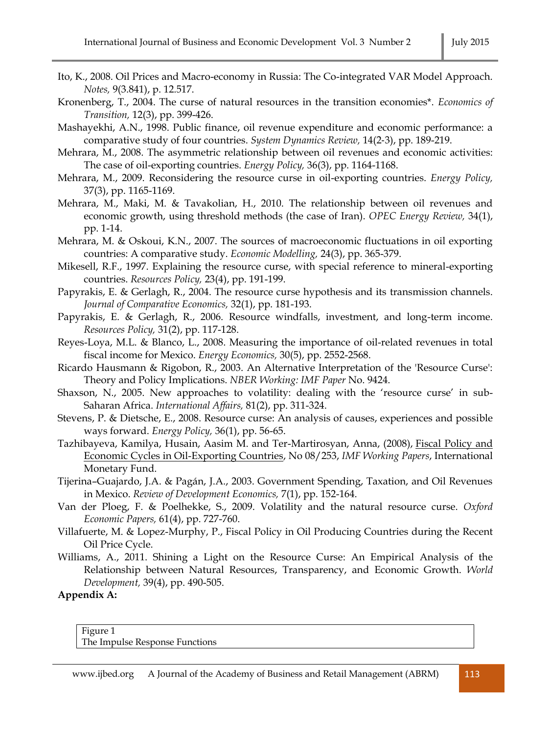Ito, K., 2008. Oil Prices and Macro-economy in Russia: The Co-integrated VAR Model Approach. *Notes,* 9(3.841), p. 12.517.

Kronenberg, T., 2004. The curse of natural resources in the transition economies*. *Economics of Transition,* 12(3), pp. 399-426.

Mashayekhi, A.N., 1998. Public finance, oil revenue expenditure and economic performance: a comparative study of four countries. *System Dynamics Review,* 14(2-3), pp. 189-219.

Mehrara, M., 2008. The asymmetric relationship between oil revenues and economic activities: The case of oil-exporting countries. *Energy Policy,* 36(3), pp. 1164-1168.

Mehrara, M., 2009. Reconsidering the resource curse in oil-exporting countries. *Energy Policy,* 37(3), pp. 1165-1169.

Mehrara, M., Maki, M. & Tavakolian, H., 2010. The relationship between oil revenues and economic growth, using threshold methods (the case of Iran). *OPEC Energy Review,* 34(1), pp. 1-14.

Mehrara, M. & Oskoui, K.N., 2007. The sources of macroeconomic fluctuations in oil exporting countries: A comparative study. *Economic Modelling,* 24(3), pp. 365-379.

Mikesell, R.F., 1997. Explaining the resource curse, with special reference to mineral-exporting countries. *Resources Policy,* 23(4), pp. 191-199.

Papyrakis, E. & Gerlagh, R., 2004. The resource curse hypothesis and its transmission channels. *Journal of Comparative Economics,* 32(1), pp. 181-193.

Papyrakis, E. & Gerlagh, R., 2006. Resource windfalls, investment, and long-term income. *Resources Policy,* 31(2), pp. 117-128.

Reyes-Loya, M.L. & Blanco, L., 2008. Measuring the importance of oil-related revenues in total fiscal income for Mexico. *Energy Economics,* 30(5), pp. 2552-2568.

Ricardo Hausmann & Rigobon, R., 2003. An Alternative Interpretation of the 'Resource Curse': Theory and Policy Implications. *NBER Working: IMF Paper* No. 9424.

Shaxson, N., 2005. New approaches to volatility: dealing with the 'resource curse' in sub-Saharan Africa. *International Affairs,* 81(2), pp. 311-324.

Stevens, P. & Dietsche, E., 2008. Resource curse: An analysis of causes, experiences and possible ways forward. *Energy Policy,* 36(1), pp. 56-65.

Tazhibayeva, Kamilya, Husain, Aasim M. and Ter-Martirosyan, Anna, (2008), Fiscal Policy and Economic Cycles in Oil-Exporting Countries, No 08/253, *IMF Working Papers*, International Monetary Fund.

Tijerina–Guajardo, J.A. & Pagán, J.A., 2003. Government Spending, Taxation, and Oil Revenues in Mexico. *Review of Development Economics,* 7(1), pp. 152-164.

Van der Ploeg, F. & Poelhekke, S., 2009. Volatility and the natural resource curse. *Oxford Economic Papers,* 61(4), pp. 727-760.

Villafuerte, M. & Lopez-Murphy, P., Fiscal Policy in Oil Producing Countries during the Recent Oil Price Cycle.

Williams, A., 2011. Shining a Light on the Resource Curse: An Empirical Analysis of the Relationship between Natural Resources, Transparency, and Economic Growth. *World Development,* 39(4), pp. 490-505.

**Appendix A:**

Figure 1
The Impulse Response Functions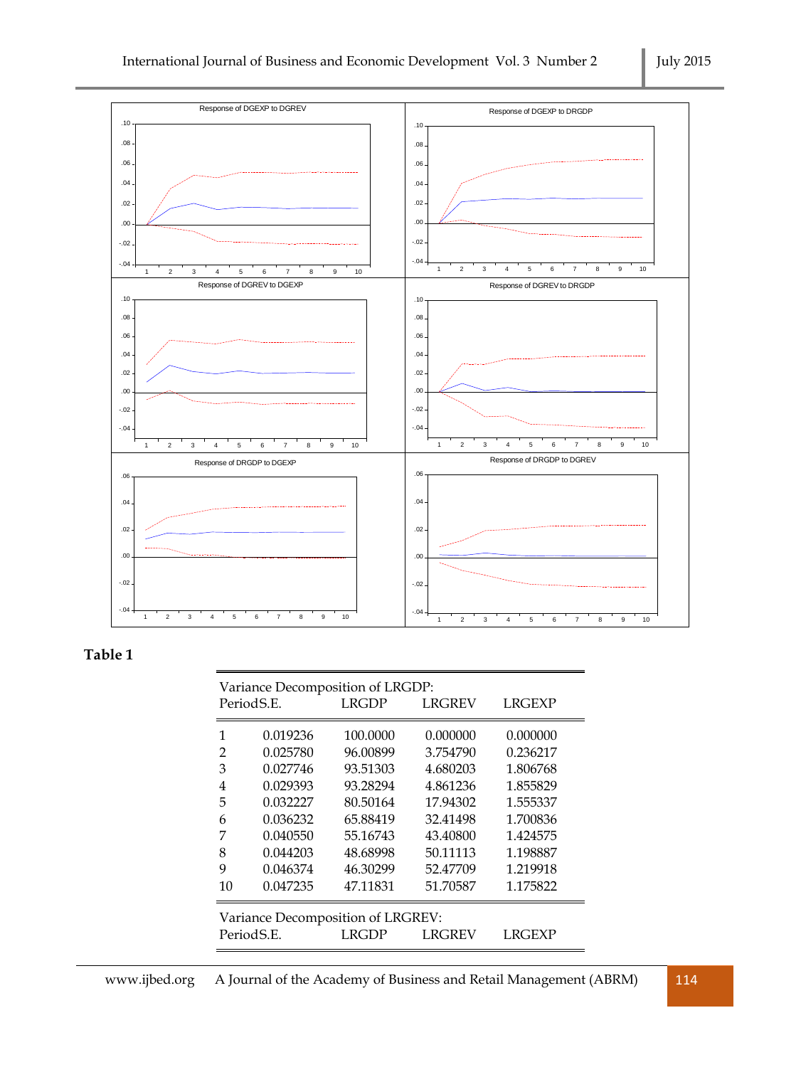Response of DGEXP to DGREV

Response of DGEXP to DRGDP

Response of DGREV to DGEXP

Response of DGREV to DRGDP

Response of DRGDP to DGEXP

Response of DRGDP to DGREV

**Table 1**

| Variance Decomposition of LRGDP: | | | | |
|---|---|---|---|---|
| Period | S.E. | LRGDP | LRGREV | LRGEXP |
| 1 | 0.019236 | 100.0000 | 0.000000 | 0.000000 |
| 2 | 0.025780 | 96.00899 | 3.754790 | 0.236217 |
| 3 | 0.027746 | 93.51303 | 4.680203 | 1.806768 |
| 4 | 0.029393 | 93.28294 | 4.861236 | 1.855829 |
| 5 | 0.032227 | 80.50164 | 17.94302 | 1.555337 |
| 6 | 0.036232 | 65.88419 | 32.41498 | 1.700836 |
| 7 | 0.040550 | 55.16743 | 43.40800 | 1.424575 |
| 8 | 0.044203 | 48.68998 | 50.11113 | 1.198887 |
| 9 | 0.046374 | 46.30299 | 52.47709 | 1.219918 |
| 10 | 0.047235 | 47.11831 | 51.70587 | 1.175822 |

| Variance Decomposition of LRGREV: | | | | |
|---|---|---|---|---|
| Period | S.E. | LRGDP | LRGREV | LRGEXP |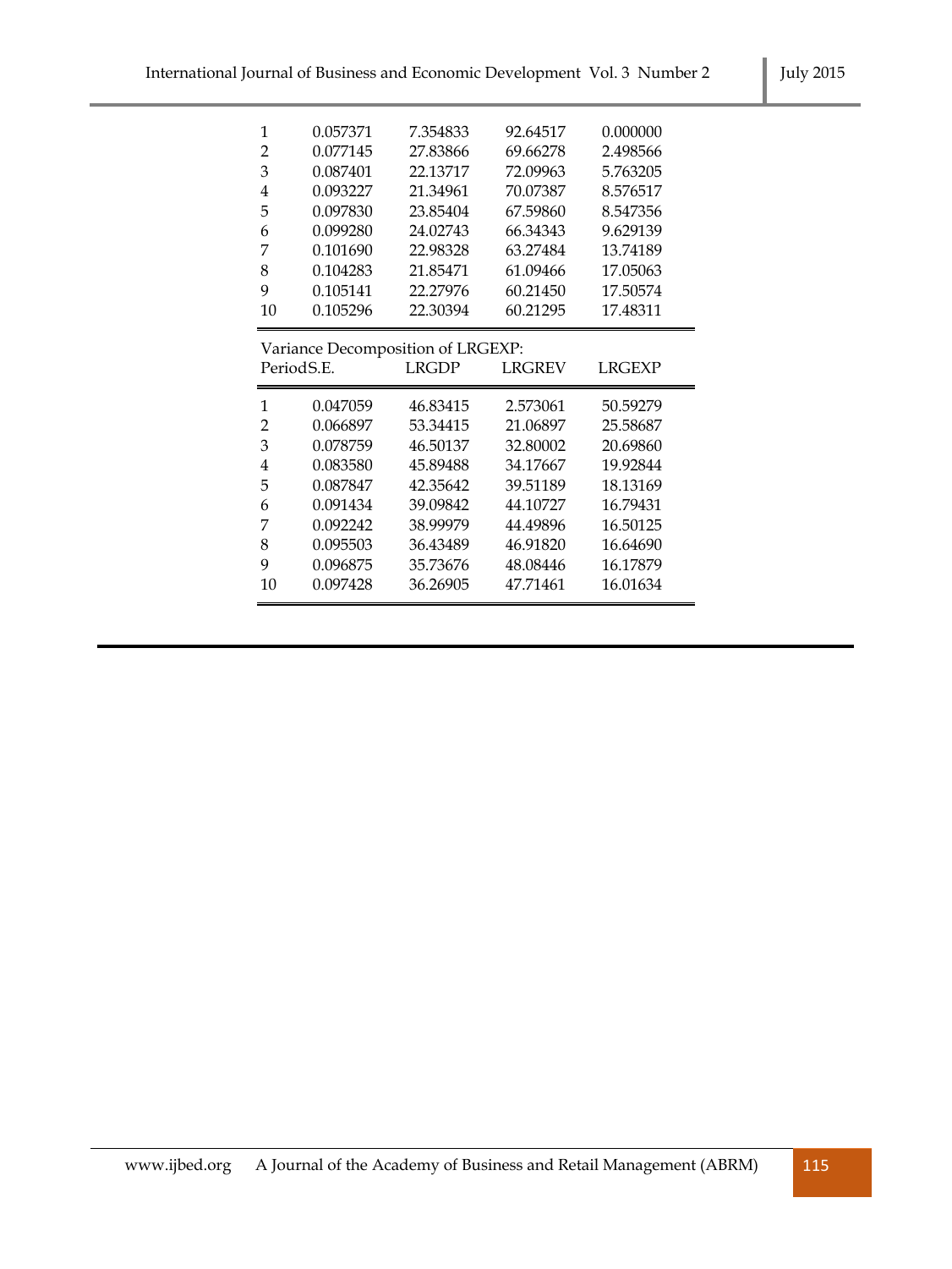| | | | | |
|---|---|---|---|---|
| 1 | 0.057371 | 7.354833 | 92.64517 | 0.000000 |
| 2 | 0.077145 | 27.83866 | 69.66278 | 2.498566 |
| 3 | 0.087401 | 22.13717 | 72.09963 | 5.763205 |
| 4 | 0.093227 | 21.34961 | 70.07387 | 8.576517 |
| 5 | 0.097830 | 23.85404 | 67.59860 | 8.547356 |
| 6 | 0.099280 | 24.02743 | 66.34343 | 9.629139 |
| 7 | 0.101690 | 22.98328 | 63.27484 | 13.74189 |
| 8 | 0.104283 | 21.85471 | 61.09466 | 17.05063 |
| 9 | 0.105141 | 22.27976 | 60.21450 | 17.50574 |
| 10 | 0.105296 | 22.30394 | 60.21295 | 17.48311 |

Variance Decomposition of LRGEXP:

| Period | S.E. | LRGDP | LRGREV | LRGEXP |
|---|---|---|---|---|
| 1 | 0.047059 | 46.83415 | 2.573061 | 50.59279 |
| 2 | 0.066897 | 53.34415 | 21.06897 | 25.58687 |
| 3 | 0.078759 | 46.50137 | 32.80002 | 20.69860 |
| 4 | 0.083580 | 45.89488 | 34.17667 | 19.92844 |
| 5 | 0.087847 | 42.35642 | 39.51189 | 18.13169 |
| 6 | 0.091434 | 39.09842 | 44.10727 | 16.79431 |
| 7 | 0.092242 | 38.99979 | 44.49896 | 16.50125 |
| 8 | 0.095503 | 36.43489 | 46.91820 | 16.64690 |
| 9 | 0.096875 | 35.73676 | 48.08446 | 16.17879 |
| 10 | 0.097428 | 36.26905 | 47.71461 | 16.01634 |